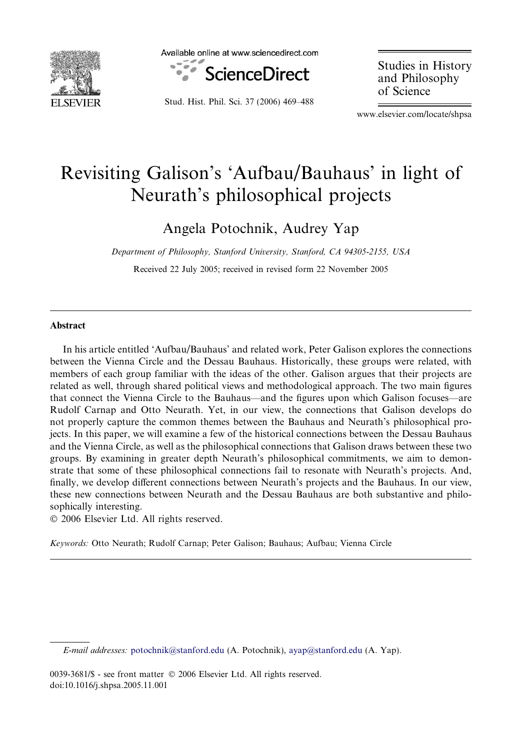# Revisiting Galison's 'Aufbau/Bauhaus' in light of Neurath's philosophical projects

Angela Potochnik, Audrey Yap

*Department of Philosophy, Stanford University, Stanford, CA 94305-2155, USA*

Received 22 July 2005; received in revised form 22 November 2005

## Abstract

In his article entitled 'Aufbau/Bauhaus' and related work, Peter Galison explores the connections between the Vienna Circle and the Dessau Bauhaus. Historically, these groups were related, with members of each group familiar with the ideas of the other. Galison argues that their projects are related as well, through shared political views and methodological approach. The two main figures that connect the Vienna Circle to the Bauhaus—and the figures upon which Galison focuses—are Rudolf Carnap and Otto Neurath. Yet, in our view, the connections that Galison develops do not properly capture the common themes between the Bauhaus and Neurath's philosophical projects. In this paper, we will examine a few of the historical connections between the Dessau Bauhaus and the Vienna Circle, as well as the philosophical connections that Galison draws between these two groups. By examining in greater depth Neurath's philosophical commitments, we aim to demonstrate that some of these philosophical connections fail to resonate with Neurath's projects. And, finally, we develop different connections between Neurath's projects and the Bauhaus. In our view, these new connections between Neurath and the Dessau Bauhaus are both substantive and philosophically interesting.

© 2006 Elsevier Ltd. All rights reserved.

*Keywords:* Otto Neurath; Rudolf Carnap; Peter Galison; Bauhaus; Aufbau; Vienna Circle

---

*E-mail addresses:* potochnik@stanford.edu (A. Potochnik), ayap@stanford.edu (A. Yap).

0039-3681/$ - see front matter © 2006 Elsevier Ltd. All rights reserved.
doi:10.1016/j.shpsa.2005.11.001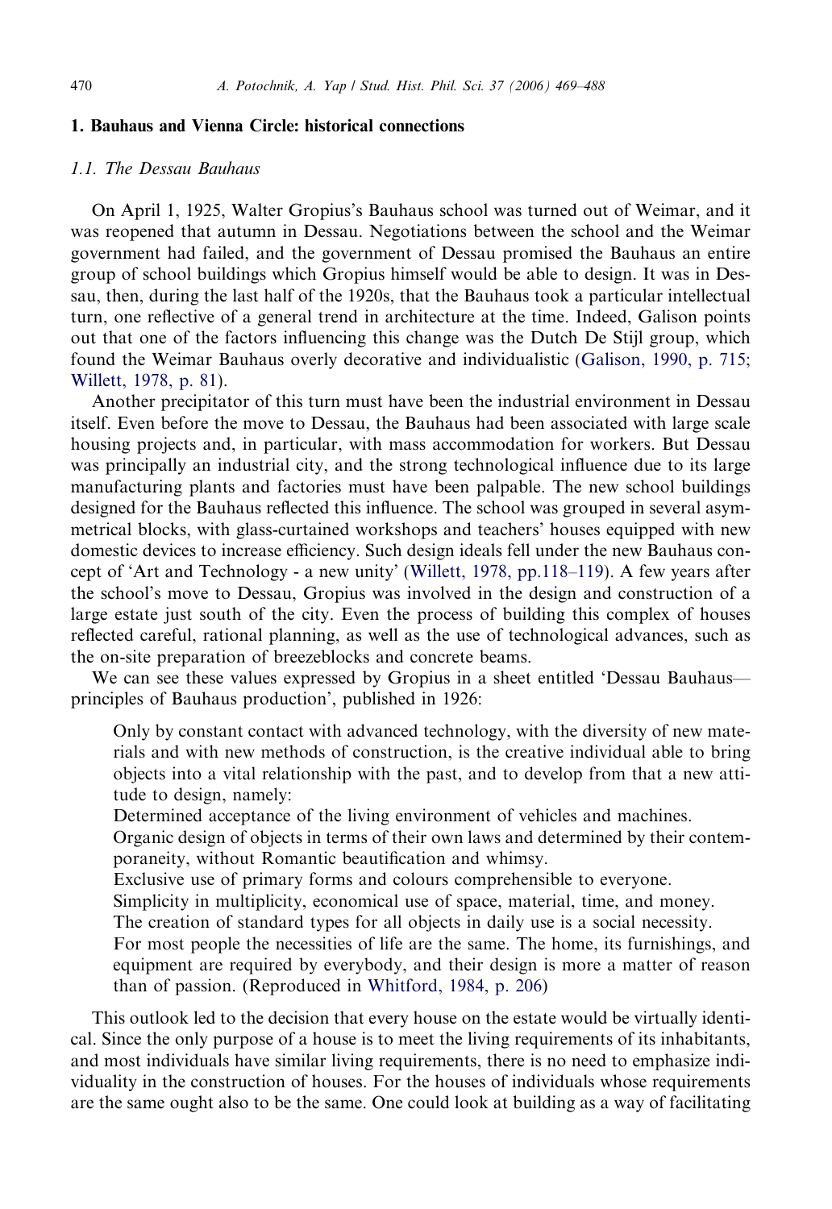## 1. Bauhaus and Vienna Circle: historical connections

### 1.1. The Dessau Bauhaus

On April 1, 1925, Walter Gropius's Bauhaus school was turned out of Weimar, and it was reopened that autumn in Dessau. Negotiations between the school and the Weimar government had failed, and the government of Dessau promised the Bauhaus an entire group of school buildings which Gropius himself would be able to design. It was in Dessau, then, during the last half of the 1920s, that the Bauhaus took a particular intellectual turn, one reflective of a general trend in architecture at the time. Indeed, Galison points out that one of the factors influencing this change was the Dutch De Stijl group, which found the Weimar Bauhaus overly decorative and individualistic (Galison, 1990, p. 715; Willett, 1978, p. 81).

Another precipitator of this turn must have been the industrial environment in Dessau itself. Even before the move to Dessau, the Bauhaus had been associated with large scale housing projects and, in particular, with mass accommodation for workers. But Dessau was principally an industrial city, and the strong technological influence due to its large manufacturing plants and factories must have been palpable. The new school buildings designed for the Bauhaus reflected this influence. The school was grouped in several asymmetrical blocks, with glass-curtained workshops and teachers' houses equipped with new domestic devices to increase efficiency. Such design ideals fell under the new Bauhaus concept of 'Art and Technology - a new unity' (Willett, 1978, pp.118–119). A few years after the school's move to Dessau, Gropius was involved in the design and construction of a large estate just south of the city. Even the process of building this complex of houses reflected careful, rational planning, as well as the use of technological advances, such as the on-site preparation of breezeblocks and concrete beams.

We can see these values expressed by Gropius in a sheet entitled 'Dessau Bauhaus—principles of Bauhaus production', published in 1926:

> Only by constant contact with advanced technology, with the diversity of new materials and with new methods of construction, is the creative individual able to bring objects into a vital relationship with the past, and to develop from that a new attitude to design, namely:
>
> Determined acceptance of the living environment of vehicles and machines.
>
> Organic design of objects in terms of their own laws and determined by their contemporaneity, without Romantic beautification and whimsy.
>
> Exclusive use of primary forms and colours comprehensible to everyone.
>
> Simplicity in multiplicity, economical use of space, material, time, and money.
>
> The creation of standard types for all objects in daily use is a social necessity.
>
> For most people the necessities of life are the same. The home, its furnishings, and equipment are required by everybody, and their design is more a matter of reason than of passion. (Reproduced in Whitford, 1984, p. 206)

This outlook led to the decision that every house on the estate would be virtually identical. Since the only purpose of a house is to meet the living requirements of its inhabitants, and most individuals have similar living requirements, there is no need to emphasize individuality in the construction of houses. For the houses of individuals whose requirements are the same ought also to be the same. One could look at building as a way of facilitating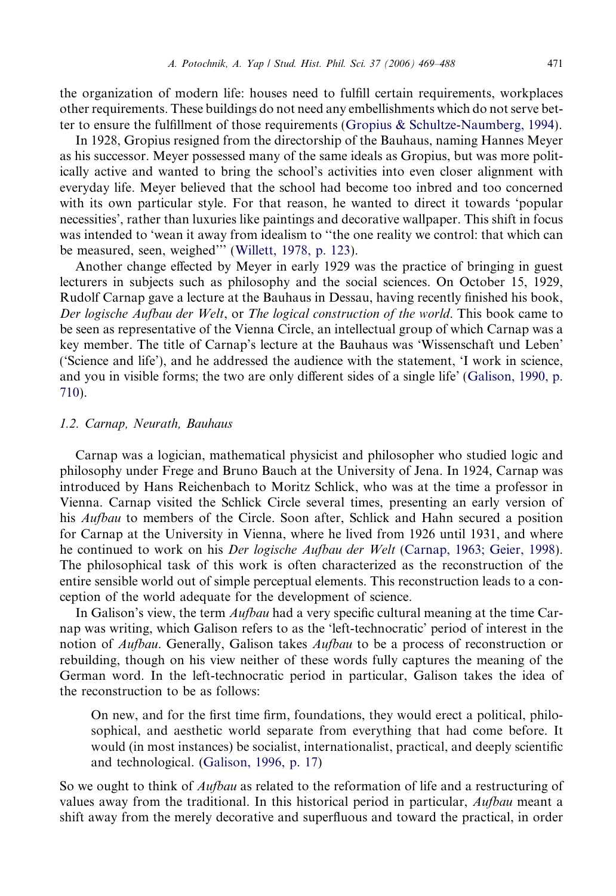the organization of modern life: houses need to fulfill certain requirements, workplaces other requirements. These buildings do not need any embellishments which do not serve better to ensure the fulfillment of those requirements (Gropius & Schultze-Naumberg, 1994).

In 1928, Gropius resigned from the directorship of the Bauhaus, naming Hannes Meyer as his successor. Meyer possessed many of the same ideals as Gropius, but was more politically active and wanted to bring the school's activities into even closer alignment with everyday life. Meyer believed that the school had become too inbred and too concerned with its own particular style. For that reason, he wanted to direct it towards 'popular necessities', rather than luxuries like paintings and decorative wallpaper. This shift in focus was intended to 'wean it away from idealism to "the one reality we control: that which can be measured, seen, weighed"' (Willett, 1978, p. 123).

Another change effected by Meyer in early 1929 was the practice of bringing in guest lecturers in subjects such as philosophy and the social sciences. On October 15, 1929, Rudolf Carnap gave a lecture at the Bauhaus in Dessau, having recently finished his book, *Der logische Aufbau der Welt*, or *The logical construction of the world*. This book came to be seen as representative of the Vienna Circle, an intellectual group of which Carnap was a key member. The title of Carnap's lecture at the Bauhaus was 'Wissenschaft und Leben' ('Science and life'), and he addressed the audience with the statement, 'I work in science, and you in visible forms; the two are only different sides of a single life' (Galison, 1990, p. 710).

### *1.2. Carnap, Neurath, Bauhaus*

Carnap was a logician, mathematical physicist and philosopher who studied logic and philosophy under Frege and Bruno Bauch at the University of Jena. In 1924, Carnap was introduced by Hans Reichenbach to Moritz Schlick, who was at the time a professor in Vienna. Carnap visited the Schlick Circle several times, presenting an early version of his *Aufbau* to members of the Circle. Soon after, Schlick and Hahn secured a position for Carnap at the University in Vienna, where he lived from 1926 until 1931, and where he continued to work on his *Der logische Aufbau der Welt* (Carnap, 1963; Geier, 1998). The philosophical task of this work is often characterized as the reconstruction of the entire sensible world out of simple perceptual elements. This reconstruction leads to a conception of the world adequate for the development of science.

In Galison's view, the term *Aufbau* had a very specific cultural meaning at the time Carnap was writing, which Galison refers to as the 'left-technocratic' period of interest in the notion of *Aufbau*. Generally, Galison takes *Aufbau* to be a process of reconstruction or rebuilding, though on his view neither of these words fully captures the meaning of the German word. In the left-technocratic period in particular, Galison takes the idea of the reconstruction to be as follows:

> On new, and for the first time firm, foundations, they would erect a political, philosophical, and aesthetic world separate from everything that had come before. It would (in most instances) be socialist, internationalist, practical, and deeply scientific and technological. (Galison, 1996, p. 17)

So we ought to think of *Aufbau* as related to the reformation of life and a restructuring of values away from the traditional. In this historical period in particular, *Aufbau* meant a shift away from the merely decorative and superfluous and toward the practical, in order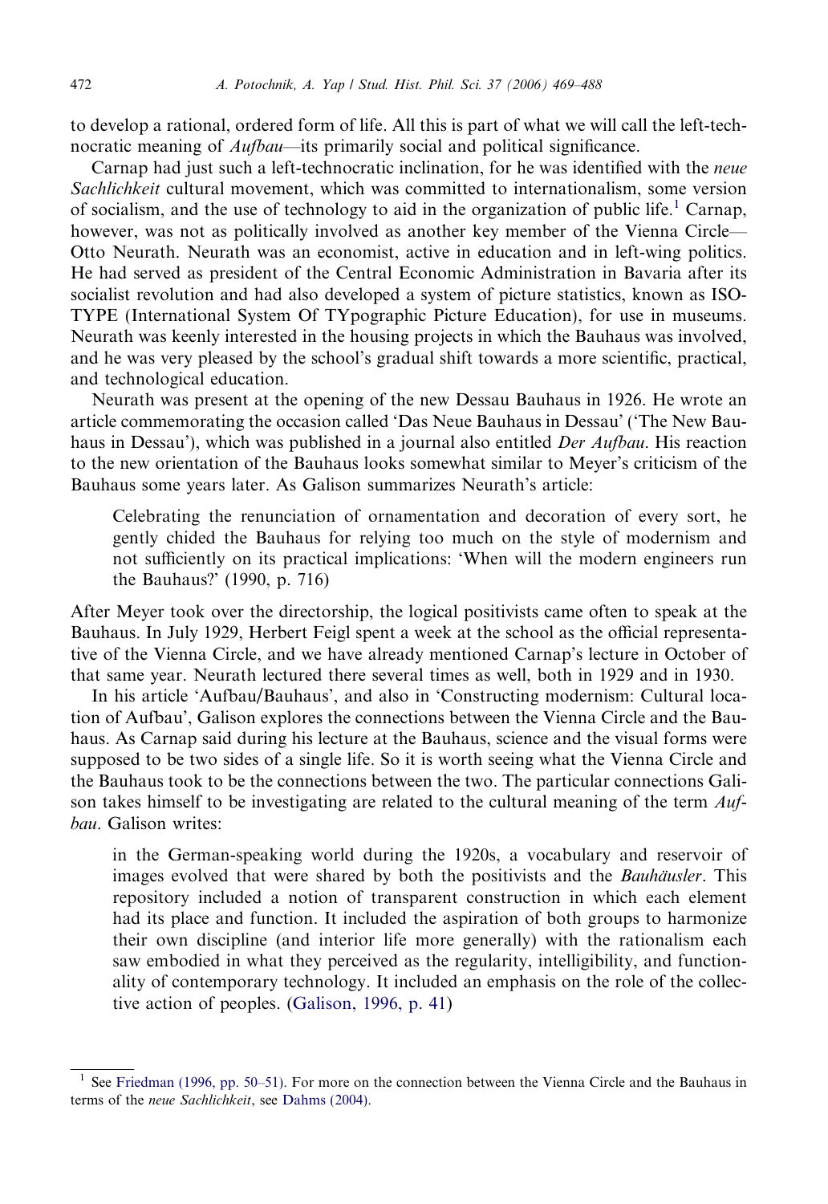to develop a rational, ordered form of life. All this is part of what we will call the left-technocratic meaning of *Aufbau*—its primarily social and political significance.

Carnap had just such a left-technocratic inclination, for he was identified with the *neue Sachlichkeit* cultural movement, which was committed to internationalism, some version of socialism, and the use of technology to aid in the organization of public life.[1] Carnap, however, was not as politically involved as another key member of the Vienna Circle—Otto Neurath. Neurath was an economist, active in education and in left-wing politics. He had served as president of the Central Economic Administration in Bavaria after its socialist revolution and had also developed a system of picture statistics, known as ISOTYPE (International System Of TYpographic Picture Education), for use in museums. Neurath was keenly interested in the housing projects in which the Bauhaus was involved, and he was very pleased by the school's gradual shift towards a more scientific, practical, and technological education.

Neurath was present at the opening of the new Dessau Bauhaus in 1926. He wrote an article commemorating the occasion called 'Das Neue Bauhaus in Dessau' ('The New Bauhaus in Dessau'), which was published in a journal also entitled *Der Aufbau*. His reaction to the new orientation of the Bauhaus looks somewhat similar to Meyer's criticism of the Bauhaus some years later. As Galison summarizes Neurath's article:

> Celebrating the renunciation of ornamentation and decoration of every sort, he gently chided the Bauhaus for relying too much on the style of modernism and not sufficiently on its practical implications: 'When will the modern engineers run the Bauhaus?' (1990, p. 716)

After Meyer took over the directorship, the logical positivists came often to speak at the Bauhaus. In July 1929, Herbert Feigl spent a week at the school as the official representative of the Vienna Circle, and we have already mentioned Carnap's lecture in October of that same year. Neurath lectured there several times as well, both in 1929 and in 1930.

In his article 'Aufbau/Bauhaus', and also in 'Constructing modernism: Cultural location of Aufbau', Galison explores the connections between the Vienna Circle and the Bauhaus. As Carnap said during his lecture at the Bauhaus, science and the visual forms were supposed to be two sides of a single life. So it is worth seeing what the Vienna Circle and the Bauhaus took to be the connections between the two. The particular connections Galison takes himself to be investigating are related to the cultural meaning of the term *Aufbau*. Galison writes:

> in the German-speaking world during the 1920s, a vocabulary and reservoir of images evolved that were shared by both the positivists and the *Bauhäusler*. This repository included a notion of transparent construction in which each element had its place and function. It included the aspiration of both groups to harmonize their own discipline (and interior life more generally) with the rationalism each saw embodied in what they perceived as the regularity, intelligibility, and functionality of contemporary technology. It included an emphasis on the role of the collective action of peoples. (Galison, 1996, p. 41)

[1] See Friedman (1996, pp. 50–51). For more on the connection between the Vienna Circle and the Bauhaus in terms of the *neue Sachlichkeit*, see Dahms (2004).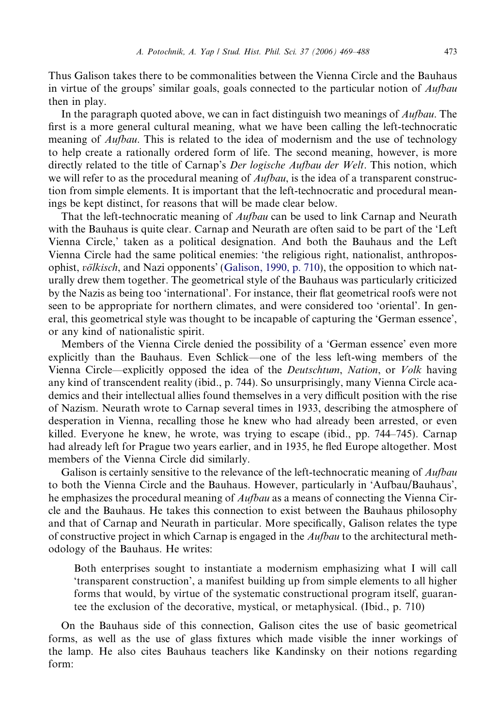Thus Galison takes there to be commonalities between the Vienna Circle and the Bauhaus in virtue of the groups' similar goals, goals connected to the particular notion of *Aufbau* then in play.

In the paragraph quoted above, we can in fact distinguish two meanings of *Aufbau*. The first is a more general cultural meaning, what we have been calling the left-technocratic meaning of *Aufbau*. This is related to the idea of modernism and the use of technology to help create a rationally ordered form of life. The second meaning, however, is more directly related to the title of Carnap's *Der logische Aufbau der Welt*. This notion, which we will refer to as the procedural meaning of *Aufbau*, is the idea of a transparent construction from simple elements. It is important that the left-technocratic and procedural meanings be kept distinct, for reasons that will be made clear below.

That the left-technocratic meaning of *Aufbau* can be used to link Carnap and Neurath with the Bauhaus is quite clear. Carnap and Neurath are often said to be part of the 'Left Vienna Circle,' taken as a political designation. And both the Bauhaus and the Left Vienna Circle had the same political enemies: 'the religious right, nationalist, anthroposophist, *völkisch*, and Nazi opponents' (Galison, 1990, p. 710), the opposition to which naturally drew them together. The geometrical style of the Bauhaus was particularly criticized by the Nazis as being too 'international'. For instance, their flat geometrical roofs were not seen to be appropriate for northern climates, and were considered too 'oriental'. In general, this geometrical style was thought to be incapable of capturing the 'German essence', or any kind of nationalistic spirit.

Members of the Vienna Circle denied the possibility of a 'German essence' even more explicitly than the Bauhaus. Even Schlick—one of the less left-wing members of the Vienna Circle—explicitly opposed the idea of the *Deutschtum*, *Nation*, or *Volk* having any kind of transcendent reality (ibid., p. 744). So unsurprisingly, many Vienna Circle academics and their intellectual allies found themselves in a very difficult position with the rise of Nazism. Neurath wrote to Carnap several times in 1933, describing the atmosphere of desperation in Vienna, recalling those he knew who had already been arrested, or even killed. Everyone he knew, he wrote, was trying to escape (ibid., pp. 744–745). Carnap had already left for Prague two years earlier, and in 1935, he fled Europe altogether. Most members of the Vienna Circle did similarly.

Galison is certainly sensitive to the relevance of the left-technocratic meaning of *Aufbau* to both the Vienna Circle and the Bauhaus. However, particularly in 'Aufbau/Bauhaus', he emphasizes the procedural meaning of *Aufbau* as a means of connecting the Vienna Circle and the Bauhaus. He takes this connection to exist between the Bauhaus philosophy and that of Carnap and Neurath in particular. More specifically, Galison relates the type of constructive project in which Carnap is engaged in the *Aufbau* to the architectural methodology of the Bauhaus. He writes:

> Both enterprises sought to instantiate a modernism emphasizing what I will call 'transparent construction', a manifest building up from simple elements to all higher forms that would, by virtue of the systematic constructional program itself, guarantee the exclusion of the decorative, mystical, or metaphysical. (Ibid., p. 710)

On the Bauhaus side of this connection, Galison cites the use of basic geometrical forms, as well as the use of glass fixtures which made visible the inner workings of the lamp. He also cites Bauhaus teachers like Kandinsky on their notions regarding form: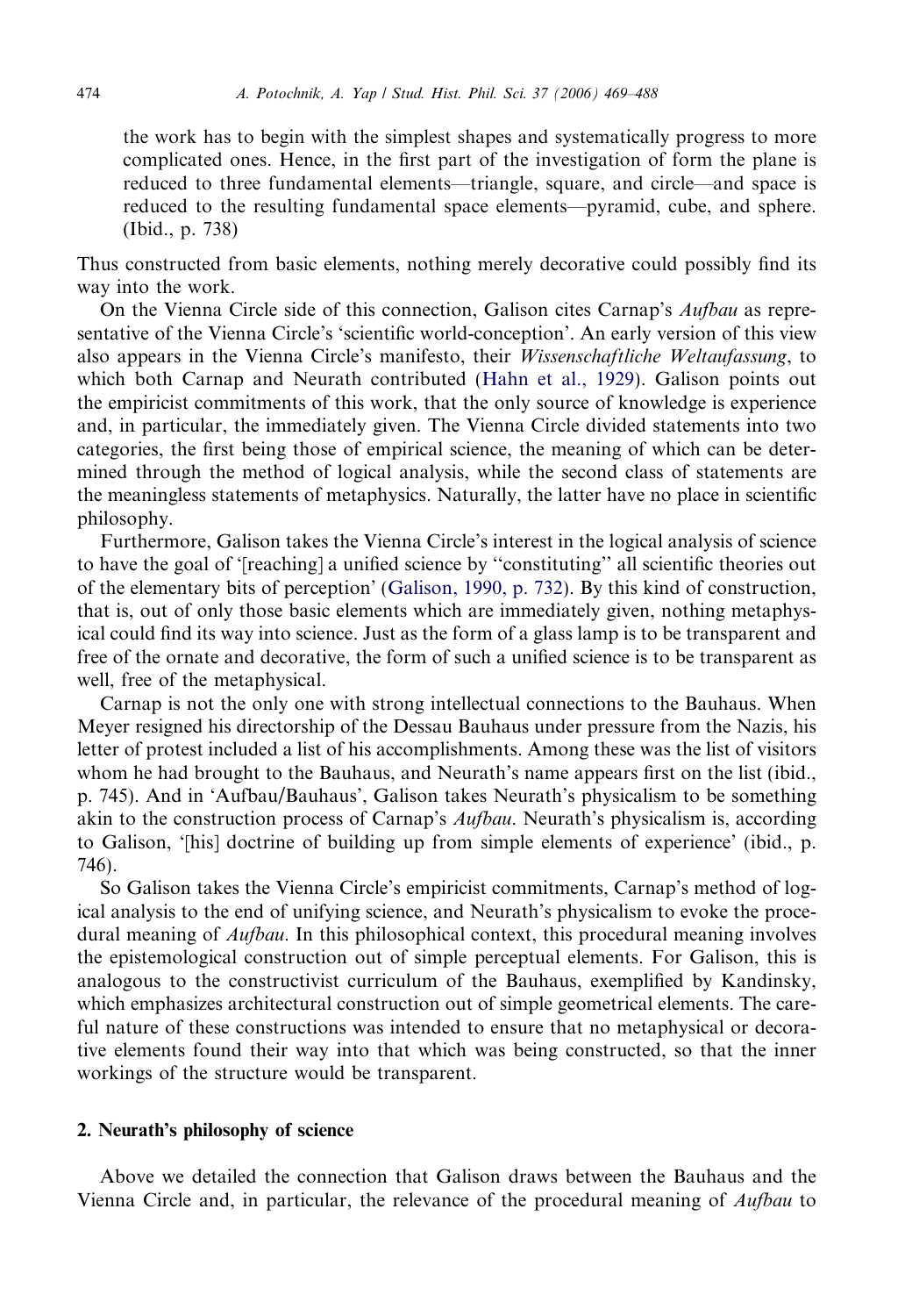> the work has to begin with the simplest shapes and systematically progress to more complicated ones. Hence, in the first part of the investigation of form the plane is reduced to three fundamental elements—triangle, square, and circle—and space is reduced to the resulting fundamental space elements—pyramid, cube, and sphere. (Ibid., p. 738)

Thus constructed from basic elements, nothing merely decorative could possibly find its way into the work.

On the Vienna Circle side of this connection, Galison cites Carnap's *Aufbau* as representative of the Vienna Circle's 'scientific world-conception'. An early version of this view also appears in the Vienna Circle's manifesto, their *Wissenschaftliche Weltaufassung*, to which both Carnap and Neurath contributed (Hahn et al., 1929). Galison points out the empiricist commitments of this work, that the only source of knowledge is experience and, in particular, the immediately given. The Vienna Circle divided statements into two categories, the first being those of empirical science, the meaning of which can be determined through the method of logical analysis, while the second class of statements are the meaningless statements of metaphysics. Naturally, the latter have no place in scientific philosophy.

Furthermore, Galison takes the Vienna Circle's interest in the logical analysis of science to have the goal of '[reaching] a unified science by "constituting" all scientific theories out of the elementary bits of perception' (Galison, 1990, p. 732). By this kind of construction, that is, out of only those basic elements which are immediately given, nothing metaphysical could find its way into science. Just as the form of a glass lamp is to be transparent and free of the ornate and decorative, the form of such a unified science is to be transparent as well, free of the metaphysical.

Carnap is not the only one with strong intellectual connections to the Bauhaus. When Meyer resigned his directorship of the Dessau Bauhaus under pressure from the Nazis, his letter of protest included a list of his accomplishments. Among these was the list of visitors whom he had brought to the Bauhaus, and Neurath's name appears first on the list (ibid., p. 745). And in 'Aufbau/Bauhaus', Galison takes Neurath's physicalism to be something akin to the construction process of Carnap's *Aufbau*. Neurath's physicalism is, according to Galison, '[his] doctrine of building up from simple elements of experience' (ibid., p. 746).

So Galison takes the Vienna Circle's empiricist commitments, Carnap's method of logical analysis to the end of unifying science, and Neurath's physicalism to evoke the procedural meaning of *Aufbau*. In this philosophical context, this procedural meaning involves the epistemological construction out of simple perceptual elements. For Galison, this is analogous to the constructivist curriculum of the Bauhaus, exemplified by Kandinsky, which emphasizes architectural construction out of simple geometrical elements. The careful nature of these constructions was intended to ensure that no metaphysical or decorative elements found their way into that which was being constructed, so that the inner workings of the structure would be transparent.

## 2. Neurath's philosophy of science

Above we detailed the connection that Galison draws between the Bauhaus and the Vienna Circle and, in particular, the relevance of the procedural meaning of *Aufbau* to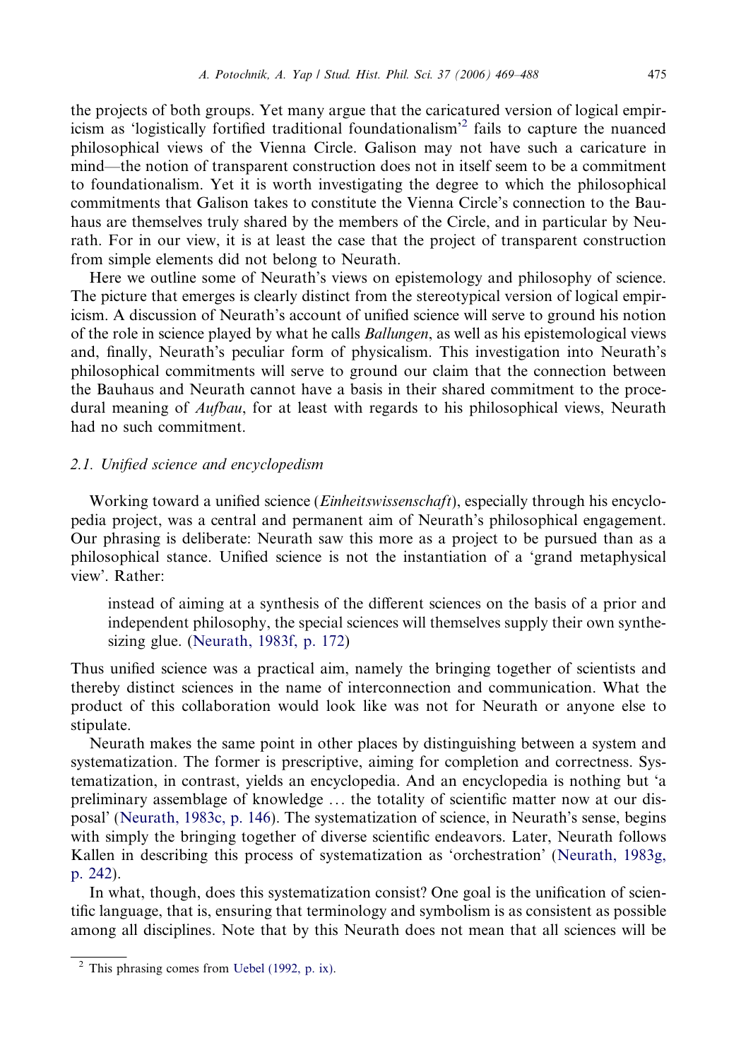the projects of both groups. Yet many argue that the caricatured version of logical empiricism as 'logistically fortified traditional foundationalism'[2] fails to capture the nuanced philosophical views of the Vienna Circle. Galison may not have such a caricature in mind—the notion of transparent construction does not in itself seem to be a commitment to foundationalism. Yet it is worth investigating the degree to which the philosophical commitments that Galison takes to constitute the Vienna Circle's connection to the Bauhaus are themselves truly shared by the members of the Circle, and in particular by Neurath. For in our view, it is at least the case that the project of transparent construction from simple elements did not belong to Neurath.

Here we outline some of Neurath's views on epistemology and philosophy of science. The picture that emerges is clearly distinct from the stereotypical version of logical empiricism. A discussion of Neurath's account of unified science will serve to ground his notion of the role in science played by what he calls *Ballungen*, as well as his epistemological views and, finally, Neurath's peculiar form of physicalism. This investigation into Neurath's philosophical commitments will serve to ground our claim that the connection between the Bauhaus and Neurath cannot have a basis in their shared commitment to the procedural meaning of *Aufbau*, for at least with regards to his philosophical views, Neurath had no such commitment.

### 2.1. *Unified science and encyclopedism*

Working toward a unified science (*Einheitswissenschaft*), especially through his encyclopedia project, was a central and permanent aim of Neurath's philosophical engagement. Our phrasing is deliberate: Neurath saw this more as a project to be pursued than as a philosophical stance. Unified science is not the instantiation of a 'grand metaphysical view'. Rather:

> instead of aiming at a synthesis of the different sciences on the basis of a prior and independent philosophy, the special sciences will themselves supply their own synthesizing glue. (Neurath, 1983f, p. 172)

Thus unified science was a practical aim, namely the bringing together of scientists and thereby distinct sciences in the name of interconnection and communication. What the product of this collaboration would look like was not for Neurath or anyone else to stipulate.

Neurath makes the same point in other places by distinguishing between a system and systematization. The former is prescriptive, aiming for completion and correctness. Systematization, in contrast, yields an encyclopedia. And an encyclopedia is nothing but 'a preliminary assemblage of knowledge … the totality of scientific matter now at our disposal' (Neurath, 1983c, p. 146). The systematization of science, in Neurath's sense, begins with simply the bringing together of diverse scientific endeavors. Later, Neurath follows Kallen in describing this process of systematization as 'orchestration' (Neurath, 1983g, p. 242).

In what, though, does this systematization consist? One goal is the unification of scientific language, that is, ensuring that terminology and symbolism is as consistent as possible among all disciplines. Note that by this Neurath does not mean that all sciences will be

[2] This phrasing comes from Uebel (1992, p. ix).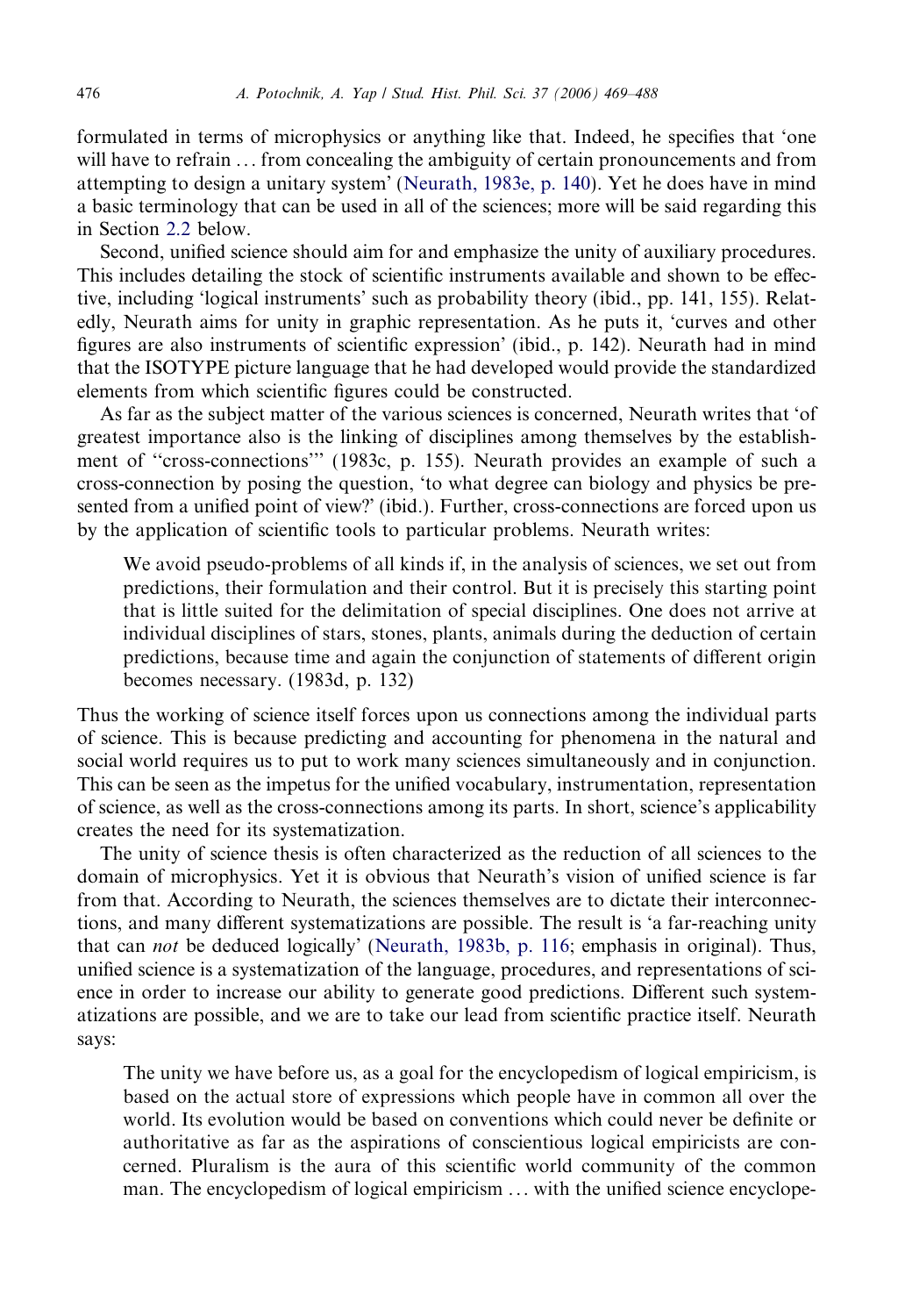formulated in terms of microphysics or anything like that. Indeed, he specifies that 'one will have to refrain ... from concealing the ambiguity of certain pronouncements and from attempting to design a unitary system' (Neurath, 1983e, p. 140). Yet he does have in mind a basic terminology that can be used in all of the sciences; more will be said regarding this in Section 2.2 below.

Second, unified science should aim for and emphasize the unity of auxiliary procedures. This includes detailing the stock of scientific instruments available and shown to be effective, including 'logical instruments' such as probability theory (ibid., pp. 141, 155). Relatedly, Neurath aims for unity in graphic representation. As he puts it, 'curves and other figures are also instruments of scientific expression' (ibid., p. 142). Neurath had in mind that the ISOTYPE picture language that he had developed would provide the standardized elements from which scientific figures could be constructed.

As far as the subject matter of the various sciences is concerned, Neurath writes that 'of greatest importance also is the linking of disciplines among themselves by the establishment of "cross-connections"' (1983c, p. 155). Neurath provides an example of such a cross-connection by posing the question, 'to what degree can biology and physics be presented from a unified point of view?' (ibid.). Further, cross-connections are forced upon us by the application of scientific tools to particular problems. Neurath writes:

> We avoid pseudo-problems of all kinds if, in the analysis of sciences, we set out from predictions, their formulation and their control. But it is precisely this starting point that is little suited for the delimitation of special disciplines. One does not arrive at individual disciplines of stars, stones, plants, animals during the deduction of certain predictions, because time and again the conjunction of statements of different origin becomes necessary. (1983d, p. 132)

Thus the working of science itself forces upon us connections among the individual parts of science. This is because predicting and accounting for phenomena in the natural and social world requires us to put to work many sciences simultaneously and in conjunction. This can be seen as the impetus for the unified vocabulary, instrumentation, representation of science, as well as the cross-connections among its parts. In short, science's applicability creates the need for its systematization.

The unity of science thesis is often characterized as the reduction of all sciences to the domain of microphysics. Yet it is obvious that Neurath's vision of unified science is far from that. According to Neurath, the sciences themselves are to dictate their interconnections, and many different systematizations are possible. The result is 'a far-reaching unity that can *not* be deduced logically' (Neurath, 1983b, p. 116; emphasis in original). Thus, unified science is a systematization of the language, procedures, and representations of science in order to increase our ability to generate good predictions. Different such systematizations are possible, and we are to take our lead from scientific practice itself. Neurath says:

> The unity we have before us, as a goal for the encyclopedism of logical empiricism, is based on the actual store of expressions which people have in common all over the world. Its evolution would be based on conventions which could never be definite or authoritative as far as the aspirations of conscientious logical empiricists are concerned. Pluralism is the aura of this scientific world community of the common man. The encyclopedism of logical empiricism ... with the unified science encyclope-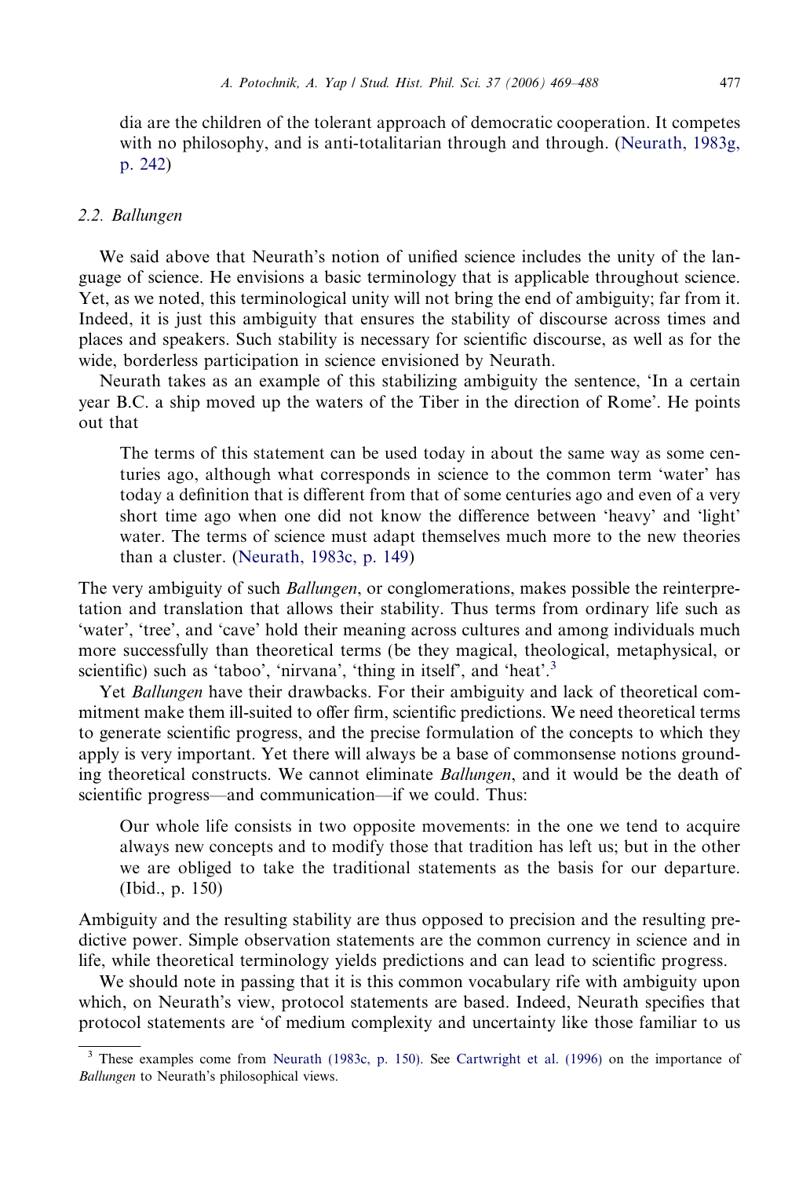dia are the children of the tolerant approach of democratic cooperation. It competes with no philosophy, and is anti-totalitarian through and through. (Neurath, 1983g, p. 242)

### 2.2. Ballungen

We said above that Neurath's notion of unified science includes the unity of the language of science. He envisions a basic terminology that is applicable throughout science. Yet, as we noted, this terminological unity will not bring the end of ambiguity; far from it. Indeed, it is just this ambiguity that ensures the stability of discourse across times and places and speakers. Such stability is necessary for scientific discourse, as well as for the wide, borderless participation in science envisioned by Neurath.

Neurath takes as an example of this stabilizing ambiguity the sentence, 'In a certain year B.C. a ship moved up the waters of the Tiber in the direction of Rome'. He points out that

> The terms of this statement can be used today in about the same way as some centuries ago, although what corresponds in science to the common term 'water' has today a definition that is different from that of some centuries ago and even of a very short time ago when one did not know the difference between 'heavy' and 'light' water. The terms of science must adapt themselves much more to the new theories than a cluster. (Neurath, 1983c, p. 149)

The very ambiguity of such *Ballungen*, or conglomerations, makes possible the reinterpretation and translation that allows their stability. Thus terms from ordinary life such as 'water', 'tree', and 'cave' hold their meaning across cultures and among individuals much more successfully than theoretical terms (be they magical, theological, metaphysical, or scientific) such as 'taboo', 'nirvana', 'thing in itself', and 'heat'.[3]

Yet *Ballungen* have their drawbacks. For their ambiguity and lack of theoretical commitment make them ill-suited to offer firm, scientific predictions. We need theoretical terms to generate scientific progress, and the precise formulation of the concepts to which they apply is very important. Yet there will always be a base of commonsense notions grounding theoretical constructs. We cannot eliminate *Ballungen*, and it would be the death of scientific progress—and communication—if we could. Thus:

> Our whole life consists in two opposite movements: in the one we tend to acquire always new concepts and to modify those that tradition has left us; but in the other we are obliged to take the traditional statements as the basis for our departure. (Ibid., p. 150)

Ambiguity and the resulting stability are thus opposed to precision and the resulting predictive power. Simple observation statements are the common currency in science and in life, while theoretical terminology yields predictions and can lead to scientific progress.

We should note in passing that it is this common vocabulary rife with ambiguity upon which, on Neurath's view, protocol statements are based. Indeed, Neurath specifies that protocol statements are 'of medium complexity and uncertainty like those familiar to us

---

[3] These examples come from Neurath (1983c, p. 150). See Cartwright et al. (1996) on the importance of *Ballungen* to Neurath's philosophical views.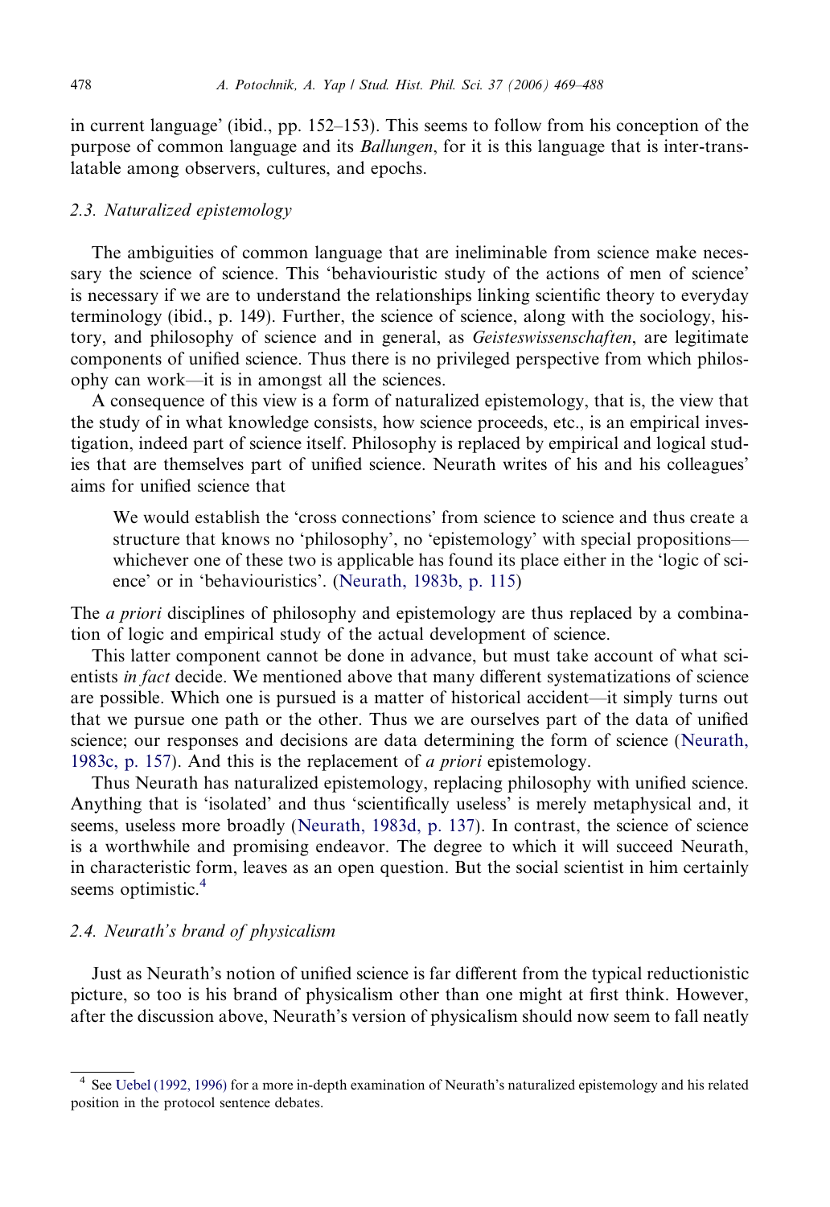in current language' (ibid., pp. 152–153). This seems to follow from his conception of the purpose of common language and its *Ballungen*, for it is this language that is inter-translatable among observers, cultures, and epochs.

### 2.3. Naturalized epistemology

The ambiguities of common language that are ineliminable from science make necessary the science of science. This 'behaviouristic study of the actions of men of science' is necessary if we are to understand the relationships linking scientific theory to everyday terminology (ibid., p. 149). Further, the science of science, along with the sociology, history, and philosophy of science and in general, as *Geisteswissenschaften*, are legitimate components of unified science. Thus there is no privileged perspective from which philosophy can work—it is in amongst all the sciences.

A consequence of this view is a form of naturalized epistemology, that is, the view that the study of in what knowledge consists, how science proceeds, etc., is an empirical investigation, indeed part of science itself. Philosophy is replaced by empirical and logical studies that are themselves part of unified science. Neurath writes of his and his colleagues' aims for unified science that

> We would establish the 'cross connections' from science to science and thus create a structure that knows no 'philosophy', no 'epistemology' with special propositions—whichever one of these two is applicable has found its place either in the 'logic of science' or in 'behaviouristics'. (Neurath, 1983b, p. 115)

The *a priori* disciplines of philosophy and epistemology are thus replaced by a combination of logic and empirical study of the actual development of science.

This latter component cannot be done in advance, but must take account of what scientists *in fact* decide. We mentioned above that many different systematizations of science are possible. Which one is pursued is a matter of historical accident—it simply turns out that we pursue one path or the other. Thus we are ourselves part of the data of unified science; our responses and decisions are data determining the form of science (Neurath, 1983c, p. 157). And this is the replacement of *a priori* epistemology.

Thus Neurath has naturalized epistemology, replacing philosophy with unified science. Anything that is 'isolated' and thus 'scientifically useless' is merely metaphysical and, it seems, useless more broadly (Neurath, 1983d, p. 137). In contrast, the science of science is a worthwhile and promising endeavor. The degree to which it will succeed Neurath, in characteristic form, leaves as an open question. But the social scientist in him certainly seems optimistic.[4]

### 2.4. Neurath's brand of physicalism

Just as Neurath's notion of unified science is far different from the typical reductionistic picture, so too is his brand of physicalism other than one might at first think. However, after the discussion above, Neurath's version of physicalism should now seem to fall neatly

---

[4] See Uebel (1992, 1996) for a more in-depth examination of Neurath's naturalized epistemology and his related position in the protocol sentence debates.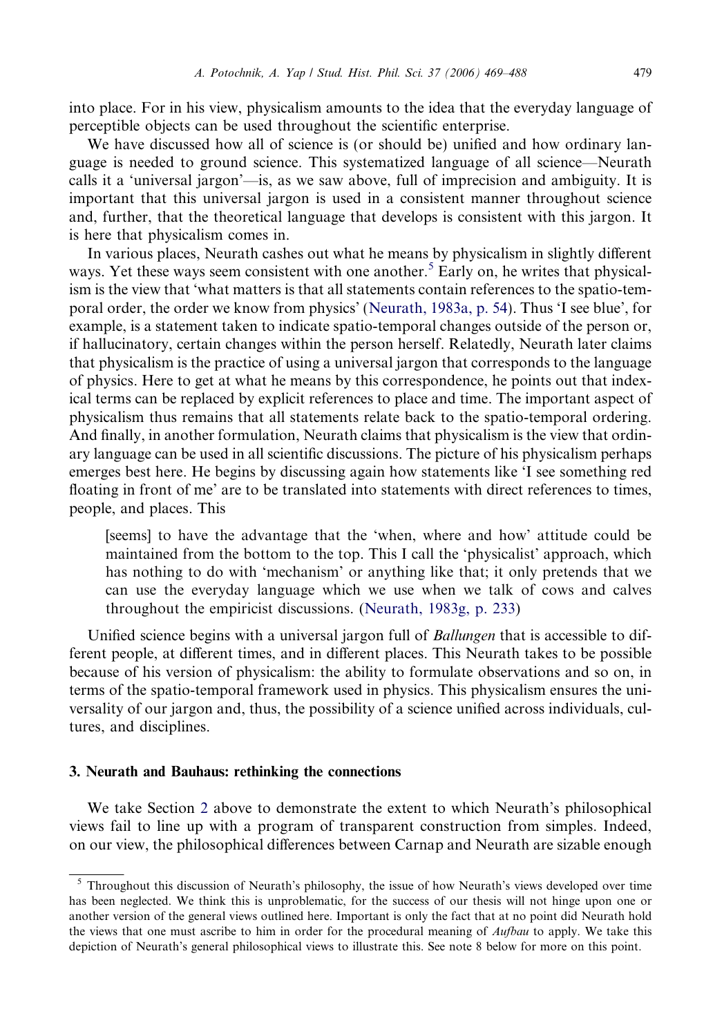into place. For in his view, physicalism amounts to the idea that the everyday language of perceptible objects can be used throughout the scientific enterprise.

We have discussed how all of science is (or should be) unified and how ordinary language is needed to ground science. This systematized language of all science—Neurath calls it a 'universal jargon'—is, as we saw above, full of imprecision and ambiguity. It is important that this universal jargon is used in a consistent manner throughout science and, further, that the theoretical language that develops is consistent with this jargon. It is here that physicalism comes in.

In various places, Neurath cashes out what he means by physicalism in slightly different ways. Yet these ways seem consistent with one another.[5] Early on, he writes that physicalism is the view that 'what matters is that all statements contain references to the spatio-temporal order, the order we know from physics' (Neurath, 1983a, p. 54). Thus 'I see blue', for example, is a statement taken to indicate spatio-temporal changes outside of the person or, if hallucinatory, certain changes within the person herself. Relatedly, Neurath later claims that physicalism is the practice of using a universal jargon that corresponds to the language of physics. Here to get at what he means by this correspondence, he points out that indexical terms can be replaced by explicit references to place and time. The important aspect of physicalism thus remains that all statements relate back to the spatio-temporal ordering. And finally, in another formulation, Neurath claims that physicalism is the view that ordinary language can be used in all scientific discussions. The picture of his physicalism perhaps emerges best here. He begins by discussing again how statements like 'I see something red floating in front of me' are to be translated into statements with direct references to times, people, and places. This

> [seems] to have the advantage that the 'when, where and how' attitude could be maintained from the bottom to the top. This I call the 'physicalist' approach, which has nothing to do with 'mechanism' or anything like that; it only pretends that we can use the everyday language which we use when we talk of cows and calves throughout the empiricist discussions. (Neurath, 1983g, p. 233)

Unified science begins with a universal jargon full of *Ballungen* that is accessible to different people, at different times, and in different places. This Neurath takes to be possible because of his version of physicalism: the ability to formulate observations and so on, in terms of the spatio-temporal framework used in physics. This physicalism ensures the universality of our jargon and, thus, the possibility of a science unified across individuals, cultures, and disciplines.

## 3. Neurath and Bauhaus: rethinking the connections

We take Section 2 above to demonstrate the extent to which Neurath's philosophical views fail to line up with a program of transparent construction from simples. Indeed, on our view, the philosophical differences between Carnap and Neurath are sizable enough

---

[5] Throughout this discussion of Neurath's philosophy, the issue of how Neurath's views developed over time has been neglected. We think this is unproblematic, for the success of our thesis will not hinge upon one or another version of the general views outlined here. Important is only the fact that at no point did Neurath hold the views that one must ascribe to him in order for the procedural meaning of *Aufbau* to apply. We take this depiction of Neurath's general philosophical views to illustrate this. See note 8 below for more on this point.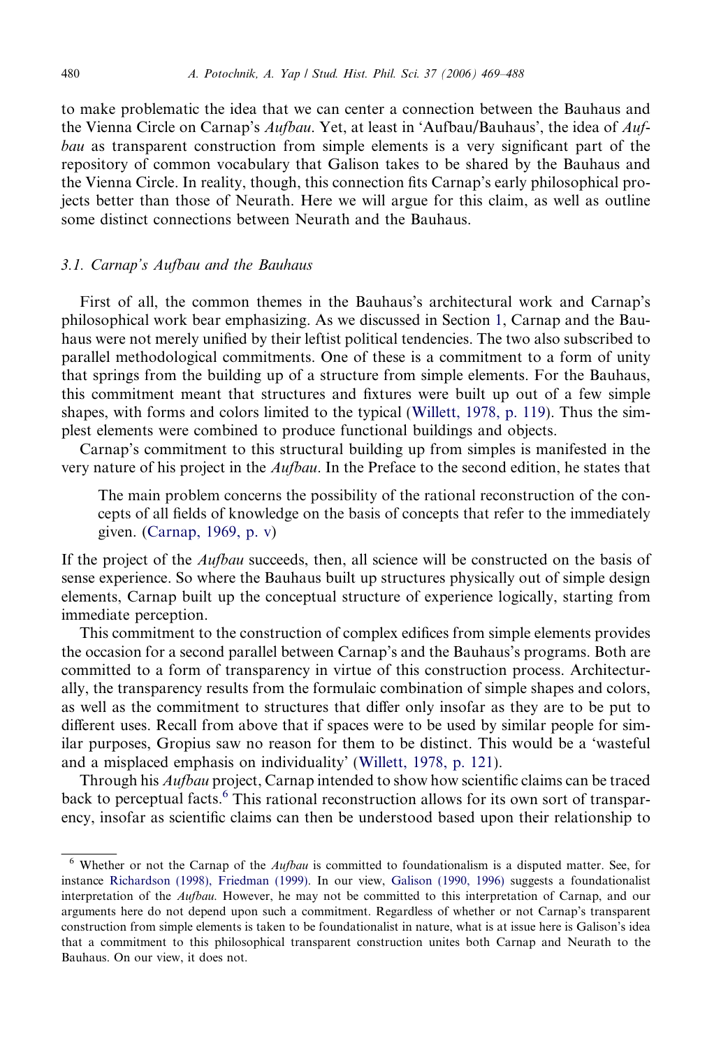to make problematic the idea that we can center a connection between the Bauhaus and the Vienna Circle on Carnap's *Aufbau*. Yet, at least in 'Aufbau/Bauhaus', the idea of *Aufbau* as transparent construction from simple elements is a very significant part of the repository of common vocabulary that Galison takes to be shared by the Bauhaus and the Vienna Circle. In reality, though, this connection fits Carnap's early philosophical projects better than those of Neurath. Here we will argue for this claim, as well as outline some distinct connections between Neurath and the Bauhaus.

### 3.1. Carnap's Aufbau and the Bauhaus

First of all, the common themes in the Bauhaus's architectural work and Carnap's philosophical work bear emphasizing. As we discussed in Section 1, Carnap and the Bauhaus were not merely unified by their leftist political tendencies. The two also subscribed to parallel methodological commitments. One of these is a commitment to a form of unity that springs from the building up of a structure from simple elements. For the Bauhaus, this commitment meant that structures and fixtures were built up out of a few simple shapes, with forms and colors limited to the typical (Willett, 1978, p. 119). Thus the simplest elements were combined to produce functional buildings and objects.

Carnap's commitment to this structural building up from simples is manifested in the very nature of his project in the *Aufbau*. In the Preface to the second edition, he states that

> The main problem concerns the possibility of the rational reconstruction of the concepts of all fields of knowledge on the basis of concepts that refer to the immediately given. (Carnap, 1969, p. v)

If the project of the *Aufbau* succeeds, then, all science will be constructed on the basis of sense experience. So where the Bauhaus built up structures physically out of simple design elements, Carnap built up the conceptual structure of experience logically, starting from immediate perception.

This commitment to the construction of complex edifices from simple elements provides the occasion for a second parallel between Carnap's and the Bauhaus's programs. Both are committed to a form of transparency in virtue of this construction process. Architecturally, the transparency results from the formulaic combination of simple shapes and colors, as well as the commitment to structures that differ only insofar as they are to be put to different uses. Recall from above that if spaces were to be used by similar people for similar purposes, Gropius saw no reason for them to be distinct. This would be a 'wasteful and a misplaced emphasis on individuality' (Willett, 1978, p. 121).

Through his *Aufbau* project, Carnap intended to show how scientific claims can be traced back to perceptual facts.[6] This rational reconstruction allows for its own sort of transparency, insofar as scientific claims can then be understood based upon their relationship to

---

[6] Whether or not the Carnap of the *Aufbau* is committed to foundationalism is a disputed matter. See, for instance Richardson (1998), Friedman (1999). In our view, Galison (1990, 1996) suggests a foundationalist interpretation of the *Aufbau*. However, he may not be committed to this interpretation of Carnap, and our arguments here do not depend upon such a commitment. Regardless of whether or not Carnap's transparent construction from simple elements is taken to be foundationalist in nature, what is at issue here is Galison's idea that a commitment to this philosophical transparent construction unites both Carnap and Neurath to the Bauhaus. On our view, it does not.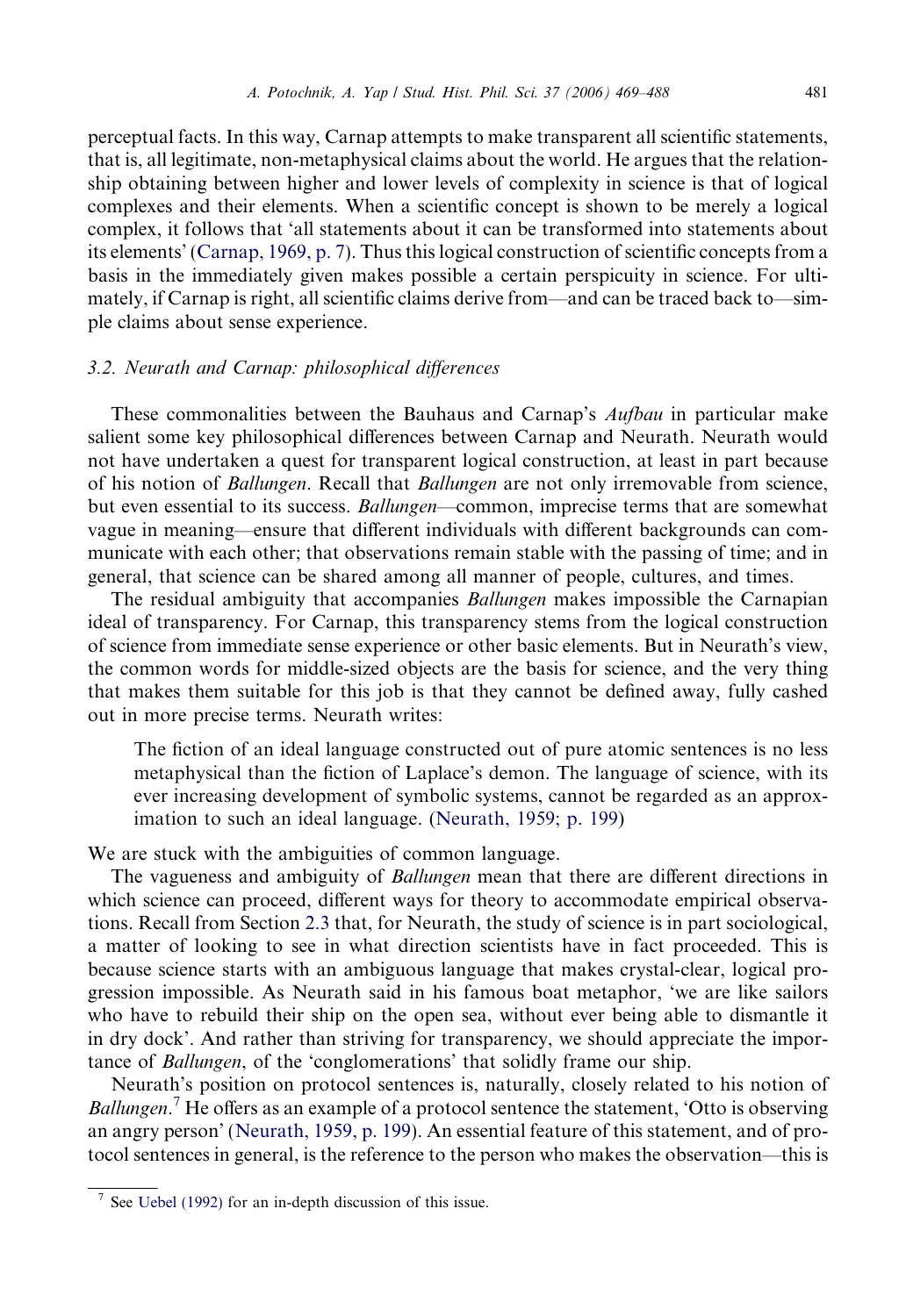perceptual facts. In this way, Carnap attempts to make transparent all scientific statements, that is, all legitimate, non-metaphysical claims about the world. He argues that the relationship obtaining between higher and lower levels of complexity in science is that of logical complexes and their elements. When a scientific concept is shown to be merely a logical complex, it follows that 'all statements about it can be transformed into statements about its elements' (Carnap, 1969, p. 7). Thus this logical construction of scientific concepts from a basis in the immediately given makes possible a certain perspicuity in science. For ultimately, if Carnap is right, all scientific claims derive from—and can be traced back to—simple claims about sense experience.

### 3.2. Neurath and Carnap: philosophical differences

These commonalities between the Bauhaus and Carnap's *Aufbau* in particular make salient some key philosophical differences between Carnap and Neurath. Neurath would not have undertaken a quest for transparent logical construction, at least in part because of his notion of *Ballungen*. Recall that *Ballungen* are not only irremovable from science, but even essential to its success. *Ballungen*—common, imprecise terms that are somewhat vague in meaning—ensure that different individuals with different backgrounds can communicate with each other; that observations remain stable with the passing of time; and in general, that science can be shared among all manner of people, cultures, and times.

The residual ambiguity that accompanies *Ballungen* makes impossible the Carnapian ideal of transparency. For Carnap, this transparency stems from the logical construction of science from immediate sense experience or other basic elements. But in Neurath's view, the common words for middle-sized objects are the basis for science, and the very thing that makes them suitable for this job is that they cannot be defined away, fully cashed out in more precise terms. Neurath writes:

> The fiction of an ideal language constructed out of pure atomic sentences is no less metaphysical than the fiction of Laplace's demon. The language of science, with its ever increasing development of symbolic systems, cannot be regarded as an approximation to such an ideal language. (Neurath, 1959; p. 199)

We are stuck with the ambiguities of common language.

The vagueness and ambiguity of *Ballungen* mean that there are different directions in which science can proceed, different ways for theory to accommodate empirical observations. Recall from Section 2.3 that, for Neurath, the study of science is in part sociological, a matter of looking to see in what direction scientists have in fact proceeded. This is because science starts with an ambiguous language that makes crystal-clear, logical progression impossible. As Neurath said in his famous boat metaphor, 'we are like sailors who have to rebuild their ship on the open sea, without ever being able to dismantle it in dry dock'. And rather than striving for transparency, we should appreciate the importance of *Ballungen*, of the 'conglomerations' that solidly frame our ship.

Neurath's position on protocol sentences is, naturally, closely related to his notion of *Ballungen*.[7] He offers as an example of a protocol sentence the statement, 'Otto is observing an angry person' (Neurath, 1959, p. 199). An essential feature of this statement, and of protocol sentences in general, is the reference to the person who makes the observation—this is

[7] See Uebel (1992) for an in-depth discussion of this issue.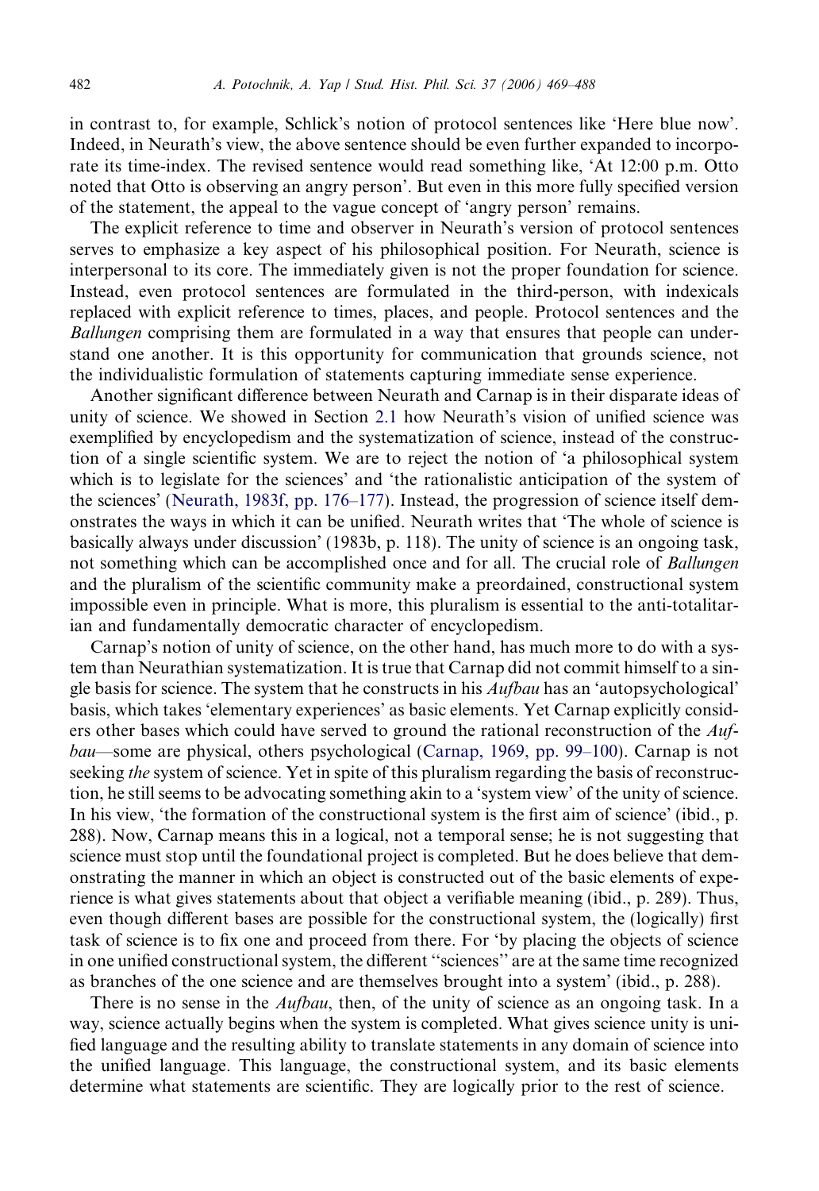in contrast to, for example, Schlick's notion of protocol sentences like 'Here blue now'. Indeed, in Neurath's view, the above sentence should be even further expanded to incorporate its time-index. The revised sentence would read something like, 'At 12:00 p.m. Otto noted that Otto is observing an angry person'. But even in this more fully specified version of the statement, the appeal to the vague concept of 'angry person' remains.

The explicit reference to time and observer in Neurath's version of protocol sentences serves to emphasize a key aspect of his philosophical position. For Neurath, science is interpersonal to its core. The immediately given is not the proper foundation for science. Instead, even protocol sentences are formulated in the third-person, with indexicals replaced with explicit reference to times, places, and people. Protocol sentences and the *Ballungen* comprising them are formulated in a way that ensures that people can understand one another. It is this opportunity for communication that grounds science, not the individualistic formulation of statements capturing immediate sense experience.

Another significant difference between Neurath and Carnap is in their disparate ideas of unity of science. We showed in Section 2.1 how Neurath's vision of unified science was exemplified by encyclopedism and the systematization of science, instead of the construction of a single scientific system. We are to reject the notion of 'a philosophical system which is to legislate for the sciences' and 'the rationalistic anticipation of the system of the sciences' (Neurath, 1983f, pp. 176–177). Instead, the progression of science itself demonstrates the ways in which it can be unified. Neurath writes that 'The whole of science is basically always under discussion' (1983b, p. 118). The unity of science is an ongoing task, not something which can be accomplished once and for all. The crucial role of *Ballungen* and the pluralism of the scientific community make a preordained, constructional system impossible even in principle. What is more, this pluralism is essential to the anti-totalitarian and fundamentally democratic character of encyclopedism.

Carnap's notion of unity of science, on the other hand, has much more to do with a system than Neurathian systematization. It is true that Carnap did not commit himself to a single basis for science. The system that he constructs in his *Aufbau* has an 'autopsychological' basis, which takes 'elementary experiences' as basic elements. Yet Carnap explicitly considers other bases which could have served to ground the rational reconstruction of the *Aufbau*—some are physical, others psychological (Carnap, 1969, pp. 99–100). Carnap is not seeking *the* system of science. Yet in spite of this pluralism regarding the basis of reconstruction, he still seems to be advocating something akin to a 'system view' of the unity of science. In his view, 'the formation of the constructional system is the first aim of science' (ibid., p. 288). Now, Carnap means this in a logical, not a temporal sense; he is not suggesting that science must stop until the foundational project is completed. But he does believe that demonstrating the manner in which an object is constructed out of the basic elements of experience is what gives statements about that object a verifiable meaning (ibid., p. 289). Thus, even though different bases are possible for the constructional system, the (logically) first task of science is to fix one and proceed from there. For 'by placing the objects of science in one unified constructional system, the different "sciences" are at the same time recognized as branches of the one science and are themselves brought into a system' (ibid., p. 288).

There is no sense in the *Aufbau*, then, of the unity of science as an ongoing task. In a way, science actually begins when the system is completed. What gives science unity is unified language and the resulting ability to translate statements in any domain of science into the unified language. This language, the constructional system, and its basic elements determine what statements are scientific. They are logically prior to the rest of science.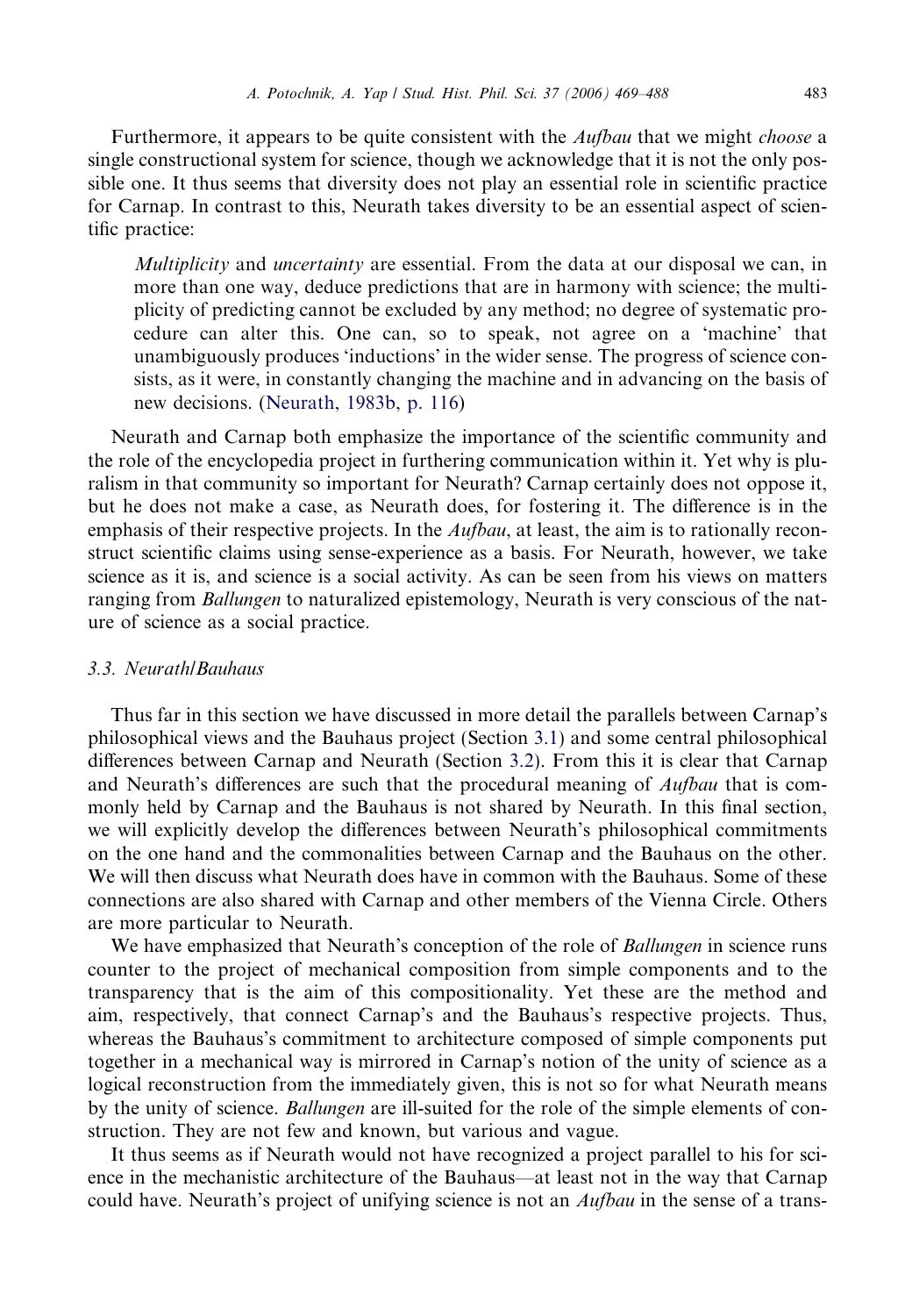Furthermore, it appears to be quite consistent with the *Aufbau* that we might *choose* a single constructional system for science, though we acknowledge that it is not the only possible one. It thus seems that diversity does not play an essential role in scientific practice for Carnap. In contrast to this, Neurath takes diversity to be an essential aspect of scientific practice:

> *Multiplicity* and *uncertainty* are essential. From the data at our disposal we can, in more than one way, deduce predictions that are in harmony with science; the multiplicity of predicting cannot be excluded by any method; no degree of systematic procedure can alter this. One can, so to speak, not agree on a 'machine' that unambiguously produces 'inductions' in the wider sense. The progress of science consists, as it were, in constantly changing the machine and in advancing on the basis of new decisions. (Neurath, 1983b, p. 116)

Neurath and Carnap both emphasize the importance of the scientific community and the role of the encyclopedia project in furthering communication within it. Yet why is pluralism in that community so important for Neurath? Carnap certainly does not oppose it, but he does not make a case, as Neurath does, for fostering it. The difference is in the emphasis of their respective projects. In the *Aufbau*, at least, the aim is to rationally reconstruct scientific claims using sense-experience as a basis. For Neurath, however, we take science as it is, and science is a social activity. As can be seen from his views on matters ranging from *Ballungen* to naturalized epistemology, Neurath is very conscious of the nature of science as a social practice.

### 3.3. Neurath/Bauhaus

Thus far in this section we have discussed in more detail the parallels between Carnap's philosophical views and the Bauhaus project (Section 3.1) and some central philosophical differences between Carnap and Neurath (Section 3.2). From this it is clear that Carnap and Neurath's differences are such that the procedural meaning of *Aufbau* that is commonly held by Carnap and the Bauhaus is not shared by Neurath. In this final section, we will explicitly develop the differences between Neurath's philosophical commitments on the one hand and the commonalities between Carnap and the Bauhaus on the other. We will then discuss what Neurath does have in common with the Bauhaus. Some of these connections are also shared with Carnap and other members of the Vienna Circle. Others are more particular to Neurath.

We have emphasized that Neurath's conception of the role of *Ballungen* in science runs counter to the project of mechanical composition from simple components and to the transparency that is the aim of this compositionality. Yet these are the method and aim, respectively, that connect Carnap's and the Bauhaus's respective projects. Thus, whereas the Bauhaus's commitment to architecture composed of simple components put together in a mechanical way is mirrored in Carnap's notion of the unity of science as a logical reconstruction from the immediately given, this is not so for what Neurath means by the unity of science. *Ballungen* are ill-suited for the role of the simple elements of construction. They are not few and known, but various and vague.

It thus seems as if Neurath would not have recognized a project parallel to his for science in the mechanistic architecture of the Bauhaus—at least not in the way that Carnap could have. Neurath's project of unifying science is not an *Aufbau* in the sense of a trans-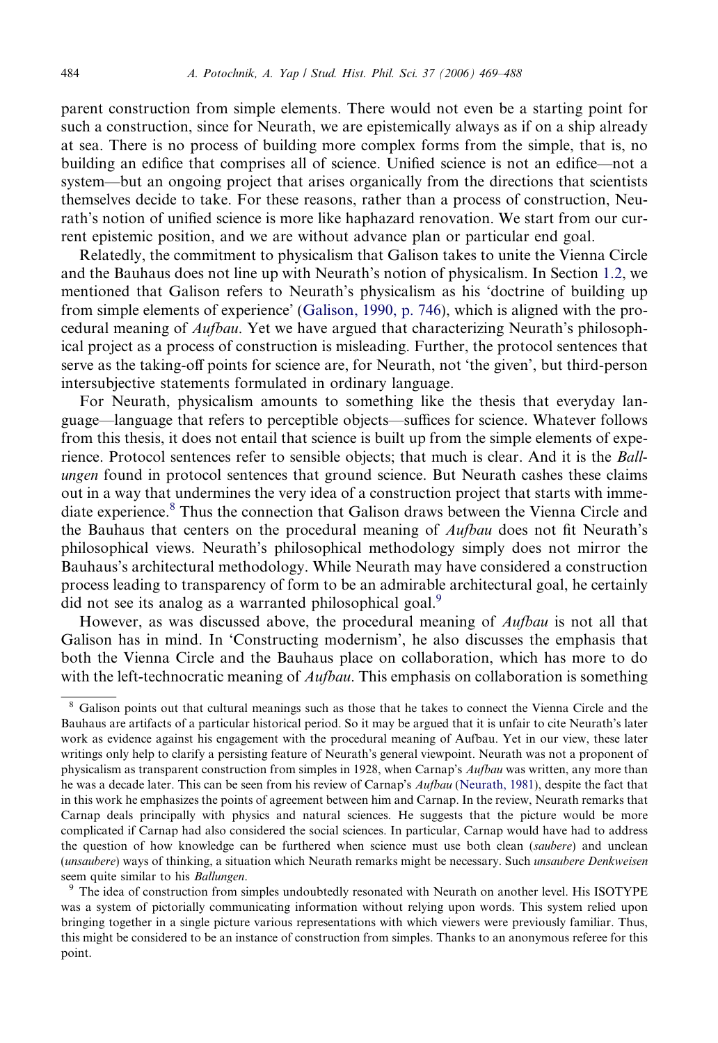parent construction from simple elements. There would not even be a starting point for such a construction, since for Neurath, we are epistemically always as if on a ship already at sea. There is no process of building more complex forms from the simple, that is, no building an edifice that comprises all of science. Unified science is not an edifice—not a system—but an ongoing project that arises organically from the directions that scientists themselves decide to take. For these reasons, rather than a process of construction, Neurath's notion of unified science is more like haphazard renovation. We start from our current epistemic position, and we are without advance plan or particular end goal.

Relatedly, the commitment to physicalism that Galison takes to unite the Vienna Circle and the Bauhaus does not line up with Neurath's notion of physicalism. In Section 1.2, we mentioned that Galison refers to Neurath's physicalism as his 'doctrine of building up from simple elements of experience' (Galison, 1990, p. 746), which is aligned with the procedural meaning of *Aufbau*. Yet we have argued that characterizing Neurath's philosophical project as a process of construction is misleading. Further, the protocol sentences that serve as the taking-off points for science are, for Neurath, not 'the given', but third-person intersubjective statements formulated in ordinary language.

For Neurath, physicalism amounts to something like the thesis that everyday language—language that refers to perceptible objects—suffices for science. Whatever follows from this thesis, it does not entail that science is built up from the simple elements of experience. Protocol sentences refer to sensible objects; that much is clear. And it is the *Ballungen* found in protocol sentences that ground science. But Neurath cashes these claims out in a way that undermines the very idea of a construction project that starts with immediate experience.[8] Thus the connection that Galison draws between the Vienna Circle and the Bauhaus that centers on the procedural meaning of *Aufbau* does not fit Neurath's philosophical views. Neurath's philosophical methodology simply does not mirror the Bauhaus's architectural methodology. While Neurath may have considered a construction process leading to transparency of form to be an admirable architectural goal, he certainly did not see its analog as a warranted philosophical goal.[9]

However, as was discussed above, the procedural meaning of *Aufbau* is not all that Galison has in mind. In 'Constructing modernism', he also discusses the emphasis that both the Vienna Circle and the Bauhaus place on collaboration, which has more to do with the left-technocratic meaning of *Aufbau*. This emphasis on collaboration is something

---

[8] Galison points out that cultural meanings such as those that he takes to connect the Vienna Circle and the Bauhaus are artifacts of a particular historical period. So it may be argued that it is unfair to cite Neurath's later work as evidence against his engagement with the procedural meaning of Aufbau. Yet in our view, these later writings only help to clarify a persisting feature of Neurath's general viewpoint. Neurath was not a proponent of physicalism as transparent construction from simples in 1928, when Carnap's *Aufbau* was written, any more than he was a decade later. This can be seen from his review of Carnap's *Aufbau* (Neurath, 1981), despite the fact that in this work he emphasizes the points of agreement between him and Carnap. In the review, Neurath remarks that Carnap deals principally with physics and natural sciences. He suggests that the picture would be more complicated if Carnap had also considered the social sciences. In particular, Carnap would have had to address the question of how knowledge can be furthered when science must use both clean (*saubere*) and unclean (*unsaubere*) ways of thinking, a situation which Neurath remarks might be necessary. Such *unsaubere Denkweisen* seem quite similar to his *Ballungen*.

[9] The idea of construction from simples undoubtedly resonated with Neurath on another level. His ISOTYPE was a system of pictorially communicating information without relying upon words. This system relied upon bringing together in a single picture various representations with which viewers were previously familiar. Thus, this might be considered to be an instance of construction from simples. Thanks to an anonymous referee for this point.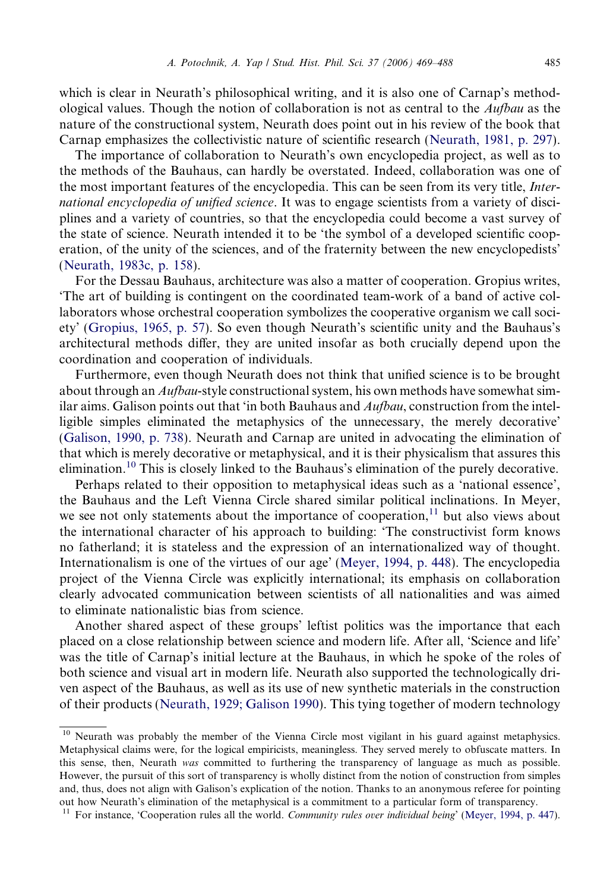which is clear in Neurath's philosophical writing, and it is also one of Carnap's methodological values. Though the notion of collaboration is not as central to the *Aufbau* as the nature of the constructional system, Neurath does point out in his review of the book that Carnap emphasizes the collectivistic nature of scientific research (Neurath, 1981, p. 297).

The importance of collaboration to Neurath's own encyclopedia project, as well as to the methods of the Bauhaus, can hardly be overstated. Indeed, collaboration was one of the most important features of the encyclopedia. This can be seen from its very title, *International encyclopedia of unified science*. It was to engage scientists from a variety of disciplines and a variety of countries, so that the encyclopedia could become a vast survey of the state of science. Neurath intended it to be 'the symbol of a developed scientific cooperation, of the unity of the sciences, and of the fraternity between the new encyclopedists' (Neurath, 1983c, p. 158).

For the Dessau Bauhaus, architecture was also a matter of cooperation. Gropius writes, 'The art of building is contingent on the coordinated team-work of a band of active collaborators whose orchestral cooperation symbolizes the cooperative organism we call society' (Gropius, 1965, p. 57). So even though Neurath's scientific unity and the Bauhaus's architectural methods differ, they are united insofar as both crucially depend upon the coordination and cooperation of individuals.

Furthermore, even though Neurath does not think that unified science is to be brought about through an *Aufbau*-style constructional system, his own methods have somewhat similar aims. Galison points out that 'in both Bauhaus and *Aufbau*, construction from the intelligible simples eliminated the metaphysics of the unnecessary, the merely decorative' (Galison, 1990, p. 738). Neurath and Carnap are united in advocating the elimination of that which is merely decorative or metaphysical, and it is their physicalism that assures this elimination.[10] This is closely linked to the Bauhaus's elimination of the purely decorative.

Perhaps related to their opposition to metaphysical ideas such as a 'national essence', the Bauhaus and the Left Vienna Circle shared similar political inclinations. In Meyer, we see not only statements about the importance of cooperation,[11] but also views about the international character of his approach to building: 'The constructivist form knows no fatherland; it is stateless and the expression of an internationalized way of thought. Internationalism is one of the virtues of our age' (Meyer, 1994, p. 448). The encyclopedia project of the Vienna Circle was explicitly international; its emphasis on collaboration clearly advocated communication between scientists of all nationalities and was aimed to eliminate nationalistic bias from science.

Another shared aspect of these groups' leftist politics was the importance that each placed on a close relationship between science and modern life. After all, 'Science and life' was the title of Carnap's initial lecture at the Bauhaus, in which he spoke of the roles of both science and visual art in modern life. Neurath also supported the technologically driven aspect of the Bauhaus, as well as its use of new synthetic materials in the construction of their products (Neurath, 1929; Galison 1990). This tying together of modern technology

---

[10] Neurath was probably the member of the Vienna Circle most vigilant in his guard against metaphysics. Metaphysical claims were, for the logical empiricists, meaningless. They served merely to obfuscate matters. In this sense, then, Neurath *was* committed to furthering the transparency of language as much as possible. However, the pursuit of this sort of transparency is wholly distinct from the notion of construction from simples and, thus, does not align with Galison's explication of the notion. Thanks to an anonymous referee for pointing out how Neurath's elimination of the metaphysical is a commitment to a particular form of transparency.

[11] For instance, 'Cooperation rules all the world. *Community rules over individual being*' (Meyer, 1994, p. 447).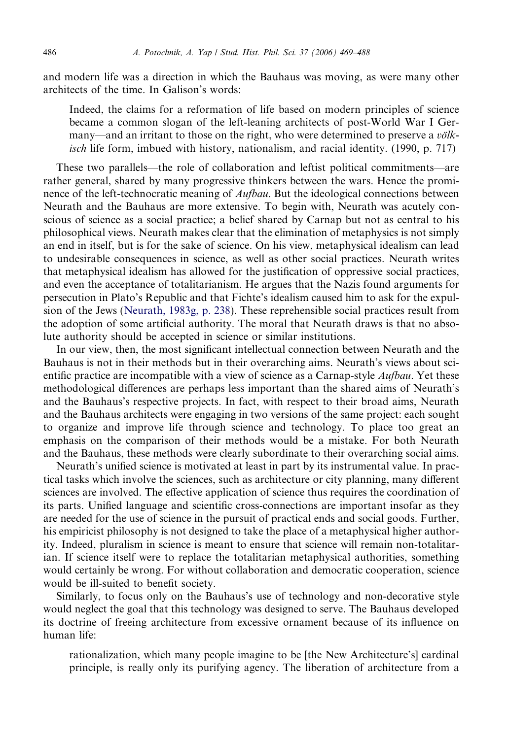and modern life was a direction in which the Bauhaus was moving, as were many other architects of the time. In Galison's words:

> Indeed, the claims for a reformation of life based on modern principles of science became a common slogan of the left-leaning architects of post-World War I Germany—and an irritant to those on the right, who were determined to preserve a *völkisch* life form, imbued with history, nationalism, and racial identity. (1990, p. 717)

These two parallels—the role of collaboration and leftist political commitments—are rather general, shared by many progressive thinkers between the wars. Hence the prominence of the left-technocratic meaning of *Aufbau*. But the ideological connections between Neurath and the Bauhaus are more extensive. To begin with, Neurath was acutely conscious of science as a social practice; a belief shared by Carnap but not as central to his philosophical views. Neurath makes clear that the elimination of metaphysics is not simply an end in itself, but is for the sake of science. On his view, metaphysical idealism can lead to undesirable consequences in science, as well as other social practices. Neurath writes that metaphysical idealism has allowed for the justification of oppressive social practices, and even the acceptance of totalitarianism. He argues that the Nazis found arguments for persecution in Plato's Republic and that Fichte's idealism caused him to ask for the expulsion of the Jews (Neurath, 1983g, p. 238). These reprehensible social practices result from the adoption of some artificial authority. The moral that Neurath draws is that no absolute authority should be accepted in science or similar institutions.

In our view, then, the most significant intellectual connection between Neurath and the Bauhaus is not in their methods but in their overarching aims. Neurath's views about scientific practice are incompatible with a view of science as a Carnap-style *Aufbau*. Yet these methodological differences are perhaps less important than the shared aims of Neurath's and the Bauhaus's respective projects. In fact, with respect to their broad aims, Neurath and the Bauhaus architects were engaging in two versions of the same project: each sought to organize and improve life through science and technology. To place too great an emphasis on the comparison of their methods would be a mistake. For both Neurath and the Bauhaus, these methods were clearly subordinate to their overarching social aims.

Neurath's unified science is motivated at least in part by its instrumental value. In practical tasks which involve the sciences, such as architecture or city planning, many different sciences are involved. The effective application of science thus requires the coordination of its parts. Unified language and scientific cross-connections are important insofar as they are needed for the use of science in the pursuit of practical ends and social goods. Further, his empiricist philosophy is not designed to take the place of a metaphysical higher authority. Indeed, pluralism in science is meant to ensure that science will remain non-totalitarian. If science itself were to replace the totalitarian metaphysical authorities, something would certainly be wrong. For without collaboration and democratic cooperation, science would be ill-suited to benefit society.

Similarly, to focus only on the Bauhaus's use of technology and non-decorative style would neglect the goal that this technology was designed to serve. The Bauhaus developed its doctrine of freeing architecture from excessive ornament because of its influence on human life:

> rationalization, which many people imagine to be [the New Architecture's] cardinal principle, is really only its purifying agency. The liberation of architecture from a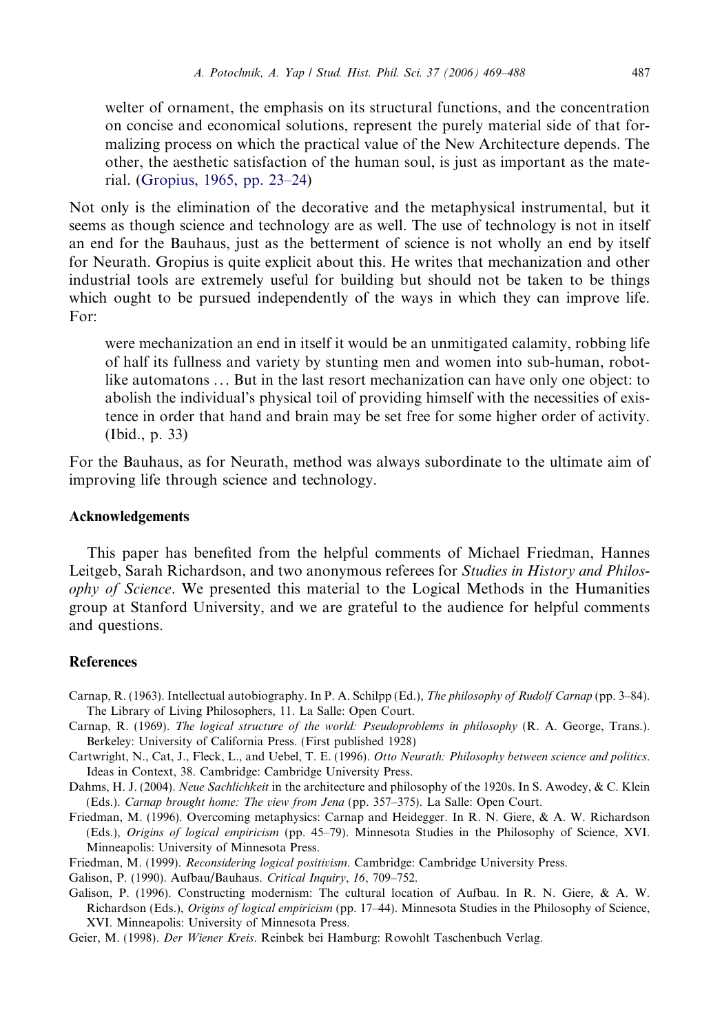> welter of ornament, the emphasis on its structural functions, and the concentration on concise and economical solutions, represent the purely material side of that formalizing process on which the practical value of the New Architecture depends. The other, the aesthetic satisfaction of the human soul, is just as important as the material. (Gropius, 1965, pp. 23–24)

Not only is the elimination of the decorative and the metaphysical instrumental, but it seems as though science and technology are as well. The use of technology is not in itself an end for the Bauhaus, just as the betterment of science is not wholly an end by itself for Neurath. Gropius is quite explicit about this. He writes that mechanization and other industrial tools are extremely useful for building but should not be taken to be things which ought to be pursued independently of the ways in which they can improve life. For:

> were mechanization an end in itself it would be an unmitigated calamity, robbing life of half its fullness and variety by stunting men and women into sub-human, robot-like automatons ... But in the last resort mechanization can have only one object: to abolish the individual's physical toil of providing himself with the necessities of existence in order that hand and brain may be set free for some higher order of activity. (Ibid., p. 33)

For the Bauhaus, as for Neurath, method was always subordinate to the ultimate aim of improving life through science and technology.

## Acknowledgements

This paper has benefited from the helpful comments of Michael Friedman, Hannes Leitgeb, Sarah Richardson, and two anonymous referees for *Studies in History and Philosophy of Science*. We presented this material to the Logical Methods in the Humanities group at Stanford University, and we are grateful to the audience for helpful comments and questions.

## References

Carnap, R. (1963). Intellectual autobiography. In P. A. Schilpp (Ed.), *The philosophy of Rudolf Carnap* (pp. 3–84). The Library of Living Philosophers, 11. La Salle: Open Court.

Carnap, R. (1969). *The logical structure of the world: Pseudoproblems in philosophy* (R. A. George, Trans.). Berkeley: University of California Press. (First published 1928)

Cartwright, N., Cat, J., Fleck, L., and Uebel, T. E. (1996). *Otto Neurath: Philosophy between science and politics*. Ideas in Context, 38. Cambridge: Cambridge University Press.

Dahms, H. J. (2004). *Neue Sachlichkeit* in the architecture and philosophy of the 1920s. In S. Awodey, & C. Klein (Eds.). *Carnap brought home: The view from Jena* (pp. 357–375). La Salle: Open Court.

Friedman, M. (1996). Overcoming metaphysics: Carnap and Heidegger. In R. N. Giere, & A. W. Richardson (Eds.), *Origins of logical empiricism* (pp. 45–79). Minnesota Studies in the Philosophy of Science, XVI. Minneapolis: University of Minnesota Press.

Friedman, M. (1999). *Reconsidering logical positivism*. Cambridge: Cambridge University Press.

Galison, P. (1990). Aufbau/Bauhaus. *Critical Inquiry*, *16*, 709–752.

Galison, P. (1996). Constructing modernism: The cultural location of Aufbau. In R. N. Giere, & A. W. Richardson (Eds.), *Origins of logical empiricism* (pp. 17–44). Minnesota Studies in the Philosophy of Science, XVI. Minneapolis: University of Minnesota Press.

Geier, M. (1998). *Der Wiener Kreis*. Reinbek bei Hamburg: Rowohlt Taschenbuch Verlag.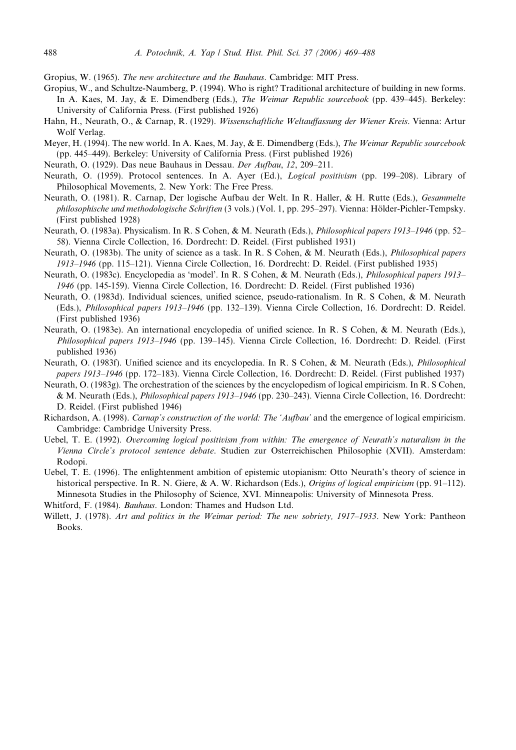Gropius, W. (1965). *The new architecture and the Bauhaus*. Cambridge: MIT Press.

Gropius, W., and Schultze-Naumberg, P. (1994). Who is right? Traditional architecture of building in new forms. In A. Kaes, M. Jay, & E. Dimendberg (Eds.), *The Weimar Republic sourcebook* (pp. 439–445). Berkeley: University of California Press. (First published 1926)

Hahn, H., Neurath, O., & Carnap, R. (1929). *Wissenschaftliche Weltauffassung der Wiener Kreis*. Vienna: Artur Wolf Verlag.

Meyer, H. (1994). The new world. In A. Kaes, M. Jay, & E. Dimendberg (Eds.), *The Weimar Republic sourcebook* (pp. 445–449). Berkeley: University of California Press. (First published 1926)

Neurath, O. (1929). Das neue Bauhaus in Dessau. *Der Aufbau*, *12*, 209–211.

Neurath, O. (1959). Protocol sentences. In A. Ayer (Ed.), *Logical positivism* (pp. 199–208). Library of Philosophical Movements, 2. New York: The Free Press.

Neurath, O. (1981). R. Carnap, Der logische Aufbau der Welt. In R. Haller, & H. Rutte (Eds.), *Gesammelte philosophische und methodologische Schriften* (3 vols.) (Vol. 1, pp. 295–297). Vienna: Hölder-Pichler-Tempsky. (First published 1928)

Neurath, O. (1983a). Physicalism. In R. S Cohen, & M. Neurath (Eds.), *Philosophical papers 1913–1946* (pp. 52–58). Vienna Circle Collection, 16. Dordrecht: D. Reidel. (First published 1931)

Neurath, O. (1983b). The unity of science as a task. In R. S Cohen, & M. Neurath (Eds.), *Philosophical papers 1913–1946* (pp. 115–121). Vienna Circle Collection, 16. Dordrecht: D. Reidel. (First published 1935)

Neurath, O. (1983c). Encyclopedia as 'model'. In R. S Cohen, & M. Neurath (Eds.), *Philosophical papers 1913–1946* (pp. 145-159). Vienna Circle Collection, 16. Dordrecht: D. Reidel. (First published 1936)

Neurath, O. (1983d). Individual sciences, unified science, pseudo-rationalism. In R. S Cohen, & M. Neurath (Eds.), *Philosophical papers 1913–1946* (pp. 132–139). Vienna Circle Collection, 16. Dordrecht: D. Reidel. (First published 1936)

Neurath, O. (1983e). An international encyclopedia of unified science. In R. S Cohen, & M. Neurath (Eds.), *Philosophical papers 1913–1946* (pp. 139–145). Vienna Circle Collection, 16. Dordrecht: D. Reidel. (First published 1936)

Neurath, O. (1983f). Unified science and its encyclopedia. In R. S Cohen, & M. Neurath (Eds.), *Philosophical papers 1913–1946* (pp. 172–183). Vienna Circle Collection, 16. Dordrecht: D. Reidel. (First published 1937)

Neurath, O. (1983g). The orchestration of the sciences by the encyclopedism of logical empiricism. In R. S Cohen, & M. Neurath (Eds.), *Philosophical papers 1913–1946* (pp. 230–243). Vienna Circle Collection, 16. Dordrecht: D. Reidel. (First published 1946)

Richardson, A. (1998). *Carnap's construction of the world: The 'Aufbau'* and the emergence of logical empiricism. Cambridge: Cambridge University Press.

Uebel, T. E. (1992). *Overcoming logical positivism from within: The emergence of Neurath's naturalism in the Vienna Circle's protocol sentence debate*. Studien zur Osterreichischen Philosophie (XVII). Amsterdam: Rodopi.

Uebel, T. E. (1996). The enlightenment ambition of epistemic utopianism: Otto Neurath's theory of science in historical perspective. In R. N. Giere, & A. W. Richardson (Eds.), *Origins of logical empiricism* (pp. 91–112). Minnesota Studies in the Philosophy of Science, XVI. Minneapolis: University of Minnesota Press.

Whitford, F. (1984). *Bauhaus*. London: Thames and Hudson Ltd.

Willett, J. (1978). *Art and politics in the Weimar period: The new sobriety, 1917–1933*. New York: Pantheon Books.